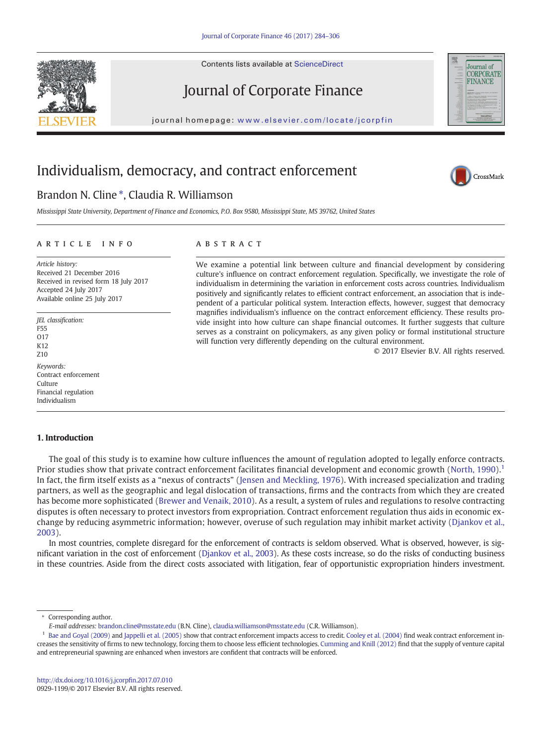# Individualism, democracy, and contract enforcement

Brandon N. Cline *, Claudia R. Williamson

*Mississippi State University, Department of Finance and Economics, P.O. Box 9580, Mississippi State, MS 39762, United States*

## ARTICLE INFO

*Article history:*
Received 21 December 2016
Received in revised form 18 July 2017
Accepted 24 July 2017
Available online 25 July 2017

*JEL classification:*
F55
O17
K12
Z10

*Keywords:*
Contract enforcement
Culture
Financial regulation
Individualism

## ABSTRACT

We examine a potential link between culture and financial development by considering culture's influence on contract enforcement regulation. Specifically, we investigate the role of individualism in determining the variation in enforcement costs across countries. Individualism positively and significantly relates to efficient contract enforcement, an association that is independent of a particular political system. Interaction effects, however, suggest that democracy magnifies individualism's influence on the contract enforcement efficiency. These results provide insight into how culture can shape financial outcomes. It further suggests that culture serves as a constraint on policymakers, as any given policy or formal institutional structure will function very differently depending on the cultural environment.

© 2017 Elsevier B.V. All rights reserved.

## 1. Introduction

The goal of this study is to examine how culture influences the amount of regulation adopted to legally enforce contracts. Prior studies show that private contract enforcement facilitates financial development and economic growth (North, 1990).[1] In fact, the firm itself exists as a "nexus of contracts" (Jensen and Meckling, 1976). With increased specialization and trading partners, as well as the geographic and legal dislocation of transactions, firms and the contracts from which they are created has become more sophisticated (Brewer and Venaik, 2010). As a result, a system of rules and regulations to resolve contracting disputes is often necessary to protect investors from expropriation. Contract enforcement regulation thus aids in economic exchange by reducing asymmetric information; however, overuse of such regulation may inhibit market activity (Djankov et al., 2003).

In most countries, complete disregard for the enforcement of contracts is seldom observed. What is observed, however, is significant variation in the cost of enforcement (Djankov et al., 2003). As these costs increase, so do the risks of conducting business in these countries. Aside from the direct costs associated with litigation, fear of opportunistic expropriation hinders investment.

---

\* Corresponding author.
*E-mail addresses:* brandon.cline@msstate.edu (B.N. Cline), claudia.williamson@msstate.edu (C.R. Williamson).

[1] Bae and Goyal (2009) and Jappelli et al. (2005) show that contract enforcement impacts access to credit. Cooley et al. (2004) find weak contract enforcement increases the sensitivity of firms to new technology, forcing them to choose less efficient technologies. Cumming and Knill (2012) find that the supply of venture capital and entrepreneurial spawning are enhanced when investors are confident that contracts will be enforced.

http://dx.doi.org/10.1016/j.jcorpfin.2017.07.010
0929-1199/© 2017 Elsevier B.V. All rights reserved.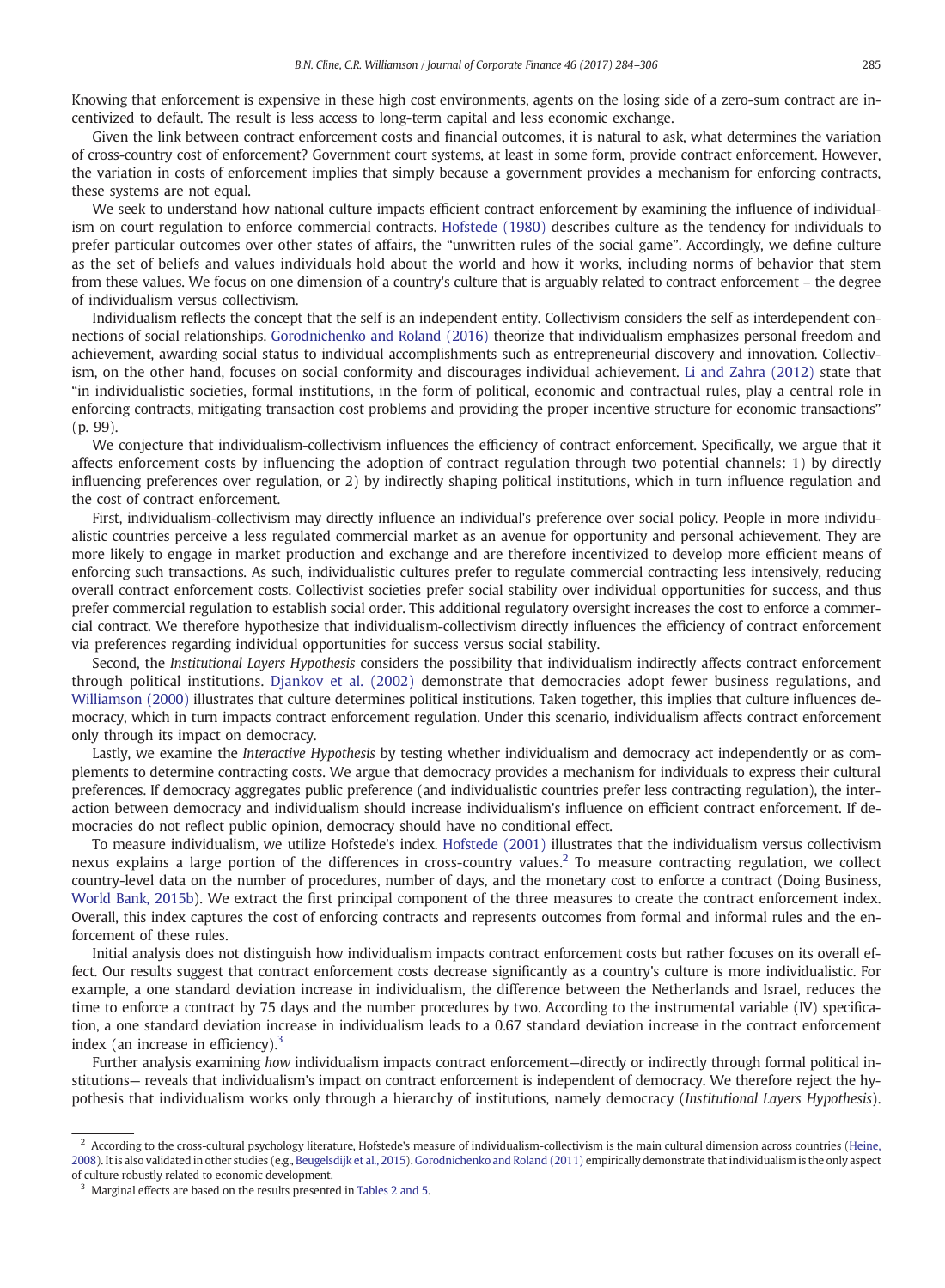Knowing that enforcement is expensive in these high cost environments, agents on the losing side of a zero-sum contract are incentivized to default. The result is less access to long-term capital and less economic exchange.

Given the link between contract enforcement costs and financial outcomes, it is natural to ask, what determines the variation of cross-country cost of enforcement? Government court systems, at least in some form, provide contract enforcement. However, the variation in costs of enforcement implies that simply because a government provides a mechanism for enforcing contracts, these systems are not equal.

We seek to understand how national culture impacts efficient contract enforcement by examining the influence of individualism on court regulation to enforce commercial contracts. Hofstede (1980) describes culture as the tendency for individuals to prefer particular outcomes over other states of affairs, the "unwritten rules of the social game". Accordingly, we define culture as the set of beliefs and values individuals hold about the world and how it works, including norms of behavior that stem from these values. We focus on one dimension of a country's culture that is arguably related to contract enforcement – the degree of individualism versus collectivism.

Individualism reflects the concept that the self is an independent entity. Collectivism considers the self as interdependent connections of social relationships. Gorodnichenko and Roland (2016) theorize that individualism emphasizes personal freedom and achievement, awarding social status to individual accomplishments such as entrepreneurial discovery and innovation. Collectivism, on the other hand, focuses on social conformity and discourages individual achievement. Li and Zahra (2012) state that "in individualistic societies, formal institutions, in the form of political, economic and contractual rules, play a central role in enforcing contracts, mitigating transaction cost problems and providing the proper incentive structure for economic transactions" (p. 99).

We conjecture that individualism-collectivism influences the efficiency of contract enforcement. Specifically, we argue that it affects enforcement costs by influencing the adoption of contract regulation through two potential channels: 1) by directly influencing preferences over regulation, or 2) by indirectly shaping political institutions, which in turn influence regulation and the cost of contract enforcement.

First, individualism-collectivism may directly influence an individual's preference over social policy. People in more individualistic countries perceive a less regulated commercial market as an avenue for opportunity and personal achievement. They are more likely to engage in market production and exchange and are therefore incentivized to develop more efficient means of enforcing such transactions. As such, individualistic cultures prefer to regulate commercial contracting less intensively, reducing overall contract enforcement costs. Collectivist societies prefer social stability over individual opportunities for success, and thus prefer commercial regulation to establish social order. This additional regulatory oversight increases the cost to enforce a commercial contract. We therefore hypothesize that individualism-collectivism directly influences the efficiency of contract enforcement via preferences regarding individual opportunities for success versus social stability.

Second, the *Institutional Layers Hypothesis* considers the possibility that individualism indirectly affects contract enforcement through political institutions. Djankov et al. (2002) demonstrate that democracies adopt fewer business regulations, and Williamson (2000) illustrates that culture determines political institutions. Taken together, this implies that culture influences democracy, which in turn impacts contract enforcement regulation. Under this scenario, individualism affects contract enforcement only through its impact on democracy.

Lastly, we examine the *Interactive Hypothesis* by testing whether individualism and democracy act independently or as complements to determine contracting costs. We argue that democracy provides a mechanism for individuals to express their cultural preferences. If democracy aggregates public preference (and individualistic countries prefer less contracting regulation), the interaction between democracy and individualism should increase individualism's influence on efficient contract enforcement. If democracies do not reflect public opinion, democracy should have no conditional effect.

To measure individualism, we utilize Hofstede's index. Hofstede (2001) illustrates that the individualism versus collectivism nexus explains a large portion of the differences in cross-country values.[2] To measure contracting regulation, we collect country-level data on the number of procedures, number of days, and the monetary cost to enforce a contract (Doing Business, World Bank, 2015b). We extract the first principal component of the three measures to create the contract enforcement index. Overall, this index captures the cost of enforcing contracts and represents outcomes from formal and informal rules and the enforcement of these rules.

Initial analysis does not distinguish how individualism impacts contract enforcement costs but rather focuses on its overall effect. Our results suggest that contract enforcement costs decrease significantly as a country's culture is more individualistic. For example, a one standard deviation increase in individualism, the difference between the Netherlands and Israel, reduces the time to enforce a contract by 75 days and the number procedures by two. According to the instrumental variable (IV) specification, a one standard deviation increase in individualism leads to a 0.67 standard deviation increase in the contract enforcement index (an increase in efficiency).[3]

Further analysis examining *how* individualism impacts contract enforcement—directly or indirectly through formal political institutions— reveals that individualism's impact on contract enforcement is independent of democracy. We therefore reject the hypothesis that individualism works only through a hierarchy of institutions, namely democracy (*Institutional Layers Hypothesis*).

---

[2] According to the cross-cultural psychology literature, Hofstede's measure of individualism-collectivism is the main cultural dimension across countries (Heine, 2008). It is also validated in other studies (e.g., Beugelsdijk et al., 2015). Gorodnichenko and Roland (2011) empirically demonstrate that individualism is the only aspect of culture robustly related to economic development.

[3] Marginal effects are based on the results presented in Tables 2 and 5.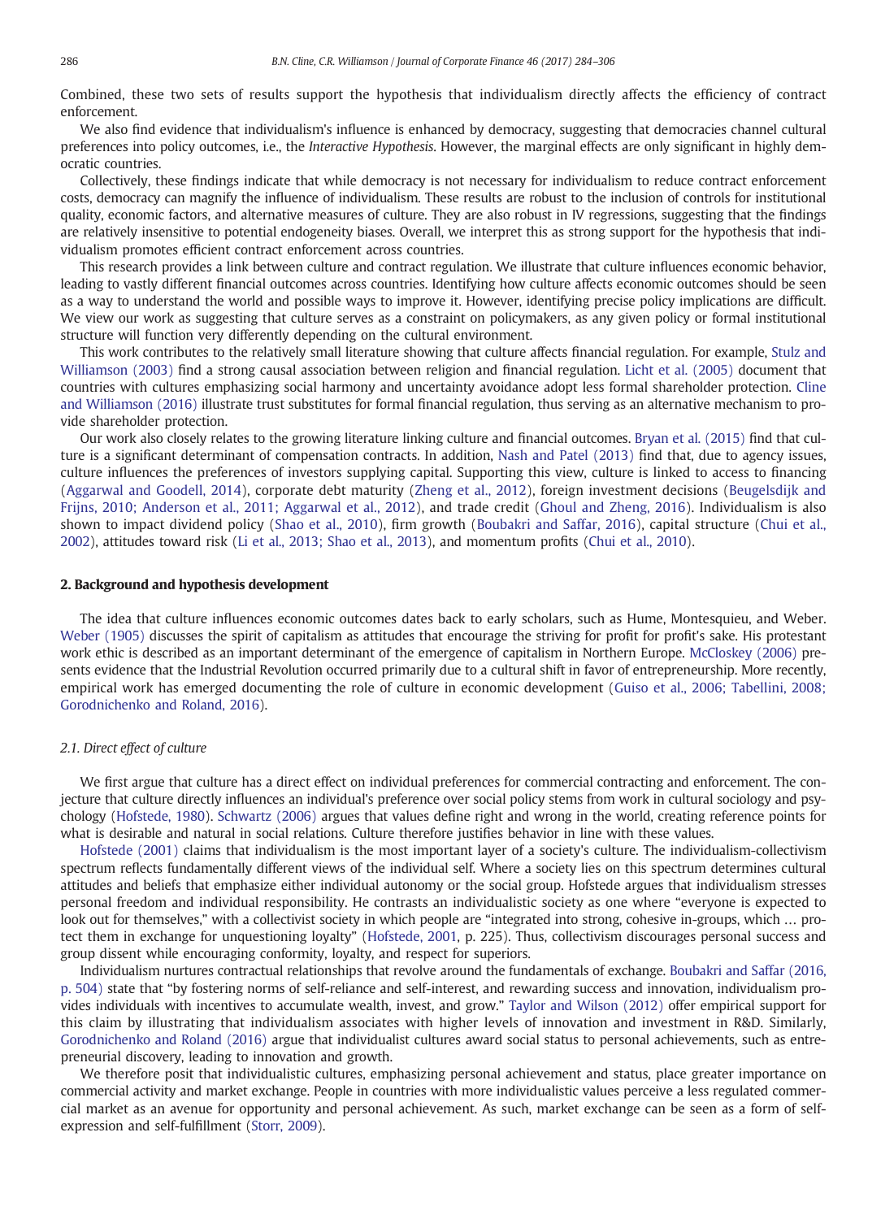Combined, these two sets of results support the hypothesis that individualism directly affects the efficiency of contract enforcement.

We also find evidence that individualism's influence is enhanced by democracy, suggesting that democracies channel cultural preferences into policy outcomes, i.e., the *Interactive Hypothesis*. However, the marginal effects are only significant in highly democratic countries.

Collectively, these findings indicate that while democracy is not necessary for individualism to reduce contract enforcement costs, democracy can magnify the influence of individualism. These results are robust to the inclusion of controls for institutional quality, economic factors, and alternative measures of culture. They are also robust in IV regressions, suggesting that the findings are relatively insensitive to potential endogeneity biases. Overall, we interpret this as strong support for the hypothesis that individualism promotes efficient contract enforcement across countries.

This research provides a link between culture and contract regulation. We illustrate that culture influences economic behavior, leading to vastly different financial outcomes across countries. Identifying how culture affects economic outcomes should be seen as a way to understand the world and possible ways to improve it. However, identifying precise policy implications are difficult. We view our work as suggesting that culture serves as a constraint on policymakers, as any given policy or formal institutional structure will function very differently depending on the cultural environment.

This work contributes to the relatively small literature showing that culture affects financial regulation. For example, Stulz and Williamson (2003) find a strong causal association between religion and financial regulation. Licht et al. (2005) document that countries with cultures emphasizing social harmony and uncertainty avoidance adopt less formal shareholder protection. Cline and Williamson (2016) illustrate trust substitutes for formal financial regulation, thus serving as an alternative mechanism to provide shareholder protection.

Our work also closely relates to the growing literature linking culture and financial outcomes. Bryan et al. (2015) find that culture is a significant determinant of compensation contracts. In addition, Nash and Patel (2013) find that, due to agency issues, culture influences the preferences of investors supplying capital. Supporting this view, culture is linked to access to financing (Aggarwal and Goodell, 2014), corporate debt maturity (Zheng et al., 2012), foreign investment decisions (Beugelsdijk and Frijns, 2010; Anderson et al., 2011; Aggarwal et al., 2012), and trade credit (Ghoul and Zheng, 2016). Individualism is also shown to impact dividend policy (Shao et al., 2010), firm growth (Boubakri and Saffar, 2016), capital structure (Chui et al., 2002), attitudes toward risk (Li et al., 2013; Shao et al., 2013), and momentum profits (Chui et al., 2010).

## 2. Background and hypothesis development

The idea that culture influences economic outcomes dates back to early scholars, such as Hume, Montesquieu, and Weber. Weber (1905) discusses the spirit of capitalism as attitudes that encourage the striving for profit for profit's sake. His protestant work ethic is described as an important determinant of the emergence of capitalism in Northern Europe. McCloskey (2006) presents evidence that the Industrial Revolution occurred primarily due to a cultural shift in favor of entrepreneurship. More recently, empirical work has emerged documenting the role of culture in economic development (Guiso et al., 2006; Tabellini, 2008; Gorodnichenko and Roland, 2016).

### 2.1. Direct effect of culture

We first argue that culture has a direct effect on individual preferences for commercial contracting and enforcement. The conjecture that culture directly influences an individual's preference over social policy stems from work in cultural sociology and psychology (Hofstede, 1980). Schwartz (2006) argues that values define right and wrong in the world, creating reference points for what is desirable and natural in social relations. Culture therefore justifies behavior in line with these values.

Hofstede (2001) claims that individualism is the most important layer of a society's culture. The individualism-collectivism spectrum reflects fundamentally different views of the individual self. Where a society lies on this spectrum determines cultural attitudes and beliefs that emphasize either individual autonomy or the social group. Hofstede argues that individualism stresses personal freedom and individual responsibility. He contrasts an individualistic society as one where "everyone is expected to look out for themselves," with a collectivist society in which people are "integrated into strong, cohesive in-groups, which … protect them in exchange for unquestioning loyalty" (Hofstede, 2001, p. 225). Thus, collectivism discourages personal success and group dissent while encouraging conformity, loyalty, and respect for superiors.

Individualism nurtures contractual relationships that revolve around the fundamentals of exchange. Boubakri and Saffar (2016, p. 504) state that "by fostering norms of self-reliance and self-interest, and rewarding success and innovation, individualism provides individuals with incentives to accumulate wealth, invest, and grow." Taylor and Wilson (2012) offer empirical support for this claim by illustrating that individualism associates with higher levels of innovation and investment in R&D. Similarly, Gorodnichenko and Roland (2016) argue that individualist cultures award social status to personal achievements, such as entrepreneurial discovery, leading to innovation and growth.

We therefore posit that individualistic cultures, emphasizing personal achievement and status, place greater importance on commercial activity and market exchange. People in countries with more individualistic values perceive a less regulated commercial market as an avenue for opportunity and personal achievement. As such, market exchange can be seen as a form of self-expression and self-fulfillment (Storr, 2009).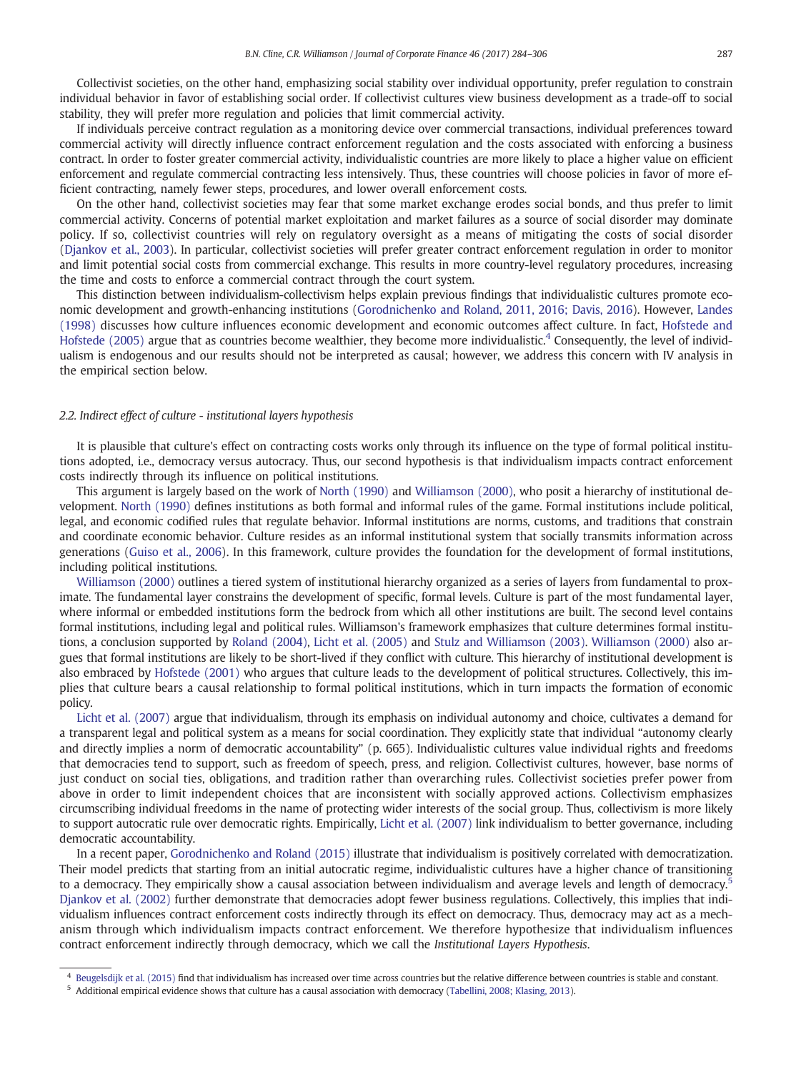Collectivist societies, on the other hand, emphasizing social stability over individual opportunity, prefer regulation to constrain individual behavior in favor of establishing social order. If collectivist cultures view business development as a trade-off to social stability, they will prefer more regulation and policies that limit commercial activity.

If individuals perceive contract regulation as a monitoring device over commercial transactions, individual preferences toward commercial activity will directly influence contract enforcement regulation and the costs associated with enforcing a business contract. In order to foster greater commercial activity, individualistic countries are more likely to place a higher value on efficient enforcement and regulate commercial contracting less intensively. Thus, these countries will choose policies in favor of more efficient contracting, namely fewer steps, procedures, and lower overall enforcement costs.

On the other hand, collectivist societies may fear that some market exchange erodes social bonds, and thus prefer to limit commercial activity. Concerns of potential market exploitation and market failures as a source of social disorder may dominate policy. If so, collectivist countries will rely on regulatory oversight as a means of mitigating the costs of social disorder (Djankov et al., 2003). In particular, collectivist societies will prefer greater contract enforcement regulation in order to monitor and limit potential social costs from commercial exchange. This results in more country-level regulatory procedures, increasing the time and costs to enforce a commercial contract through the court system.

This distinction between individualism-collectivism helps explain previous findings that individualistic cultures promote economic development and growth-enhancing institutions (Gorodnichenko and Roland, 2011, 2016; Davis, 2016). However, Landes (1998) discusses how culture influences economic development and economic outcomes affect culture. In fact, Hofstede and Hofstede (2005) argue that as countries become wealthier, they become more individualistic.[4] Consequently, the level of individualism is endogenous and our results should not be interpreted as causal; however, we address this concern with IV analysis in the empirical section below.

### 2.2. Indirect effect of culture - institutional layers hypothesis

It is plausible that culture's effect on contracting costs works only through its influence on the type of formal political institutions adopted, i.e., democracy versus autocracy. Thus, our second hypothesis is that individualism impacts contract enforcement costs indirectly through its influence on political institutions.

This argument is largely based on the work of North (1990) and Williamson (2000), who posit a hierarchy of institutional development. North (1990) defines institutions as both formal and informal rules of the game. Formal institutions include political, legal, and economic codified rules that regulate behavior. Informal institutions are norms, customs, and traditions that constrain and coordinate economic behavior. Culture resides as an informal institutional system that socially transmits information across generations (Guiso et al., 2006). In this framework, culture provides the foundation for the development of formal institutions, including political institutions.

Williamson (2000) outlines a tiered system of institutional hierarchy organized as a series of layers from fundamental to proximate. The fundamental layer constrains the development of specific, formal levels. Culture is part of the most fundamental layer, where informal or embedded institutions form the bedrock from which all other institutions are built. The second level contains formal institutions, including legal and political rules. Williamson's framework emphasizes that culture determines formal institutions, a conclusion supported by Roland (2004), Licht et al. (2005) and Stulz and Williamson (2003). Williamson (2000) also argues that formal institutions are likely to be short-lived if they conflict with culture. This hierarchy of institutional development is also embraced by Hofstede (2001) who argues that culture leads to the development of political structures. Collectively, this implies that culture bears a causal relationship to formal political institutions, which in turn impacts the formation of economic policy.

Licht et al. (2007) argue that individualism, through its emphasis on individual autonomy and choice, cultivates a demand for a transparent legal and political system as a means for social coordination. They explicitly state that individual "autonomy clearly and directly implies a norm of democratic accountability" (p. 665). Individualistic cultures value individual rights and freedoms that democracies tend to support, such as freedom of speech, press, and religion. Collectivist cultures, however, base norms of just conduct on social ties, obligations, and tradition rather than overarching rules. Collectivist societies prefer power from above in order to limit independent choices that are inconsistent with socially approved actions. Collectivism emphasizes circumscribing individual freedoms in the name of protecting wider interests of the social group. Thus, collectivism is more likely to support autocratic rule over democratic rights. Empirically, Licht et al. (2007) link individualism to better governance, including democratic accountability.

In a recent paper, Gorodnichenko and Roland (2015) illustrate that individualism is positively correlated with democratization. Their model predicts that starting from an initial autocratic regime, individualistic cultures have a higher chance of transitioning to a democracy. They empirically show a causal association between individualism and average levels and length of democracy.[5] Djankov et al. (2002) further demonstrate that democracies adopt fewer business regulations. Collectively, this implies that individualism influences contract enforcement costs indirectly through its effect on democracy. Thus, democracy may act as a mechanism through which individualism impacts contract enforcement. We therefore hypothesize that individualism influences contract enforcement indirectly through democracy, which we call the *Institutional Layers Hypothesis*.

---

[4] Beugelsdijk et al. (2015) find that individualism has increased over time across countries but the relative difference between countries is stable and constant.

[5] Additional empirical evidence shows that culture has a causal association with democracy (Tabellini, 2008; Klasing, 2013).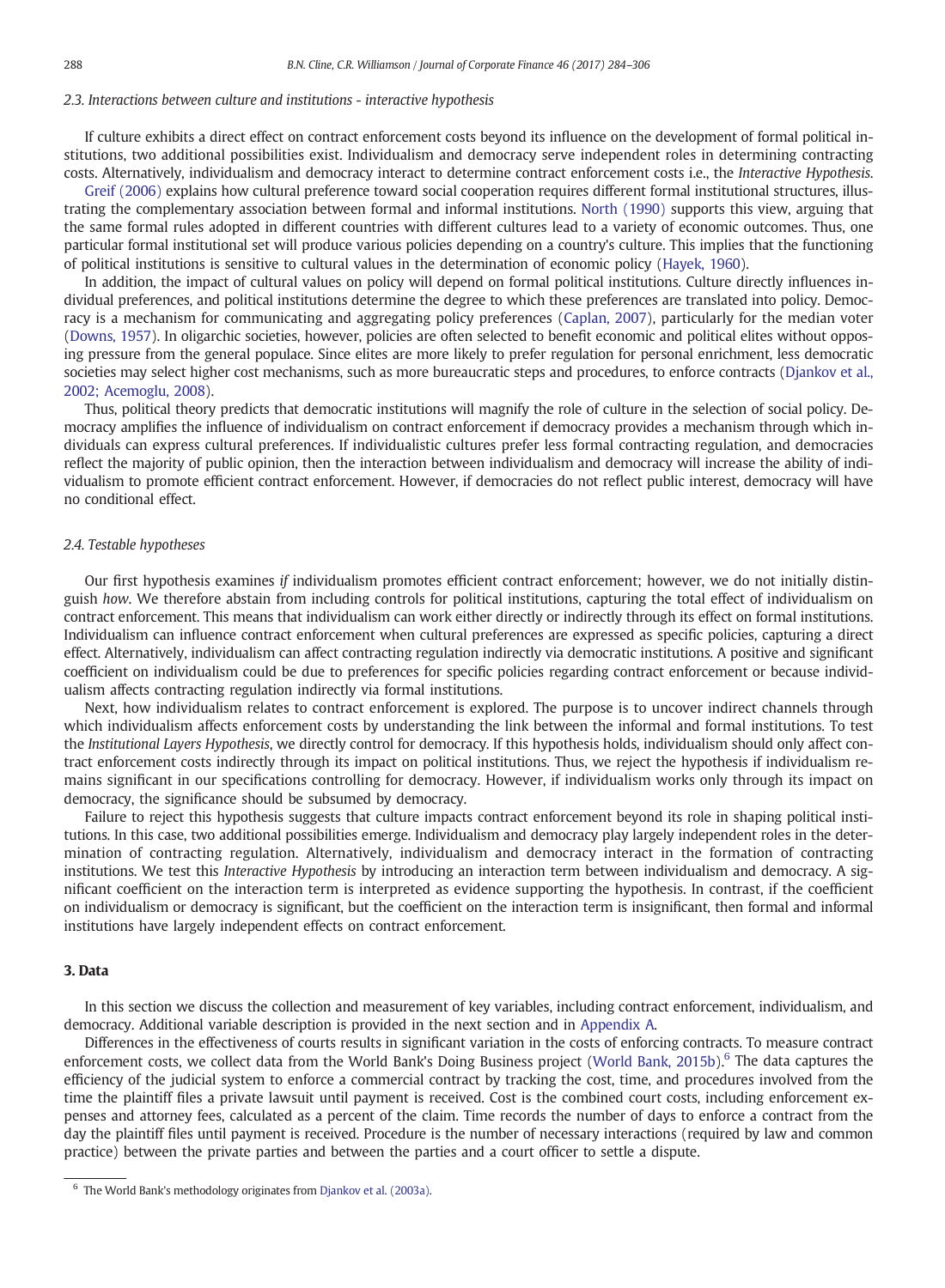### 2.3. Interactions between culture and institutions - interactive hypothesis

If culture exhibits a direct effect on contract enforcement costs beyond its influence on the development of formal political institutions, two additional possibilities exist. Individualism and democracy serve independent roles in determining contracting costs. Alternatively, individualism and democracy interact to determine contract enforcement costs i.e., the *Interactive Hypothesis*. Greif (2006) explains how cultural preference toward social cooperation requires different formal institutional structures, illustrating the complementary association between formal and informal institutions. North (1990) supports this view, arguing that the same formal rules adopted in different countries with different cultures lead to a variety of economic outcomes. Thus, one particular formal institutional set will produce various policies depending on a country's culture. This implies that the functioning of political institutions is sensitive to cultural values in the determination of economic policy (Hayek, 1960).

In addition, the impact of cultural values on policy will depend on formal political institutions. Culture directly influences individual preferences, and political institutions determine the degree to which these preferences are translated into policy. Democracy is a mechanism for communicating and aggregating policy preferences (Caplan, 2007), particularly for the median voter (Downs, 1957). In oligarchic societies, however, policies are often selected to benefit economic and political elites without opposing pressure from the general populace. Since elites are more likely to prefer regulation for personal enrichment, less democratic societies may select higher cost mechanisms, such as more bureaucratic steps and procedures, to enforce contracts (Djankov et al., 2002; Acemoglu, 2008).

Thus, political theory predicts that democratic institutions will magnify the role of culture in the selection of social policy. Democracy amplifies the influence of individualism on contract enforcement if democracy provides a mechanism through which individuals can express cultural preferences. If individualistic cultures prefer less formal contracting regulation, and democracies reflect the majority of public opinion, then the interaction between individualism and democracy will increase the ability of individualism to promote efficient contract enforcement. However, if democracies do not reflect public interest, democracy will have no conditional effect.

### 2.4. Testable hypotheses

Our first hypothesis examines *if* individualism promotes efficient contract enforcement; however, we do not initially distinguish *how*. We therefore abstain from including controls for political institutions, capturing the total effect of individualism on contract enforcement. This means that individualism can work either directly or indirectly through its effect on formal institutions. Individualism can influence contract enforcement when cultural preferences are expressed as specific policies, capturing a direct effect. Alternatively, individualism can affect contracting regulation indirectly via democratic institutions. A positive and significant coefficient on individualism could be due to preferences for specific policies regarding contract enforcement or because individualism affects contracting regulation indirectly via formal institutions.

Next, how individualism relates to contract enforcement is explored. The purpose is to uncover indirect channels through which individualism affects enforcement costs by understanding the link between the informal and formal institutions. To test the *Institutional Layers Hypothesis*, we directly control for democracy. If this hypothesis holds, individualism should only affect contract enforcement costs indirectly through its impact on political institutions. Thus, we reject the hypothesis if individualism remains significant in our specifications controlling for democracy. However, if individualism works only through its impact on democracy, the significance should be subsumed by democracy.

Failure to reject this hypothesis suggests that culture impacts contract enforcement beyond its role in shaping political institutions. In this case, two additional possibilities emerge. Individualism and democracy play largely independent roles in the determination of contracting regulation. Alternatively, individualism and democracy interact in the formation of contracting institutions. We test this *Interactive Hypothesis* by introducing an interaction term between individualism and democracy. A significant coefficient on the interaction term is interpreted as evidence supporting the hypothesis. In contrast, if the coefficient on individualism or democracy is significant, but the coefficient on the interaction term is insignificant, then formal and informal institutions have largely independent effects on contract enforcement.

## 3. Data

In this section we discuss the collection and measurement of key variables, including contract enforcement, individualism, and democracy. Additional variable description is provided in the next section and in Appendix A.

Differences in the effectiveness of courts results in significant variation in the costs of enforcing contracts. To measure contract enforcement costs, we collect data from the World Bank's Doing Business project (World Bank, 2015b).[6] The data captures the efficiency of the judicial system to enforce a commercial contract by tracking the cost, time, and procedures involved from the time the plaintiff files a private lawsuit until payment is received. Cost is the combined court costs, including enforcement expenses and attorney fees, calculated as a percent of the claim. Time records the number of days to enforce a contract from the day the plaintiff files until payment is received. Procedure is the number of necessary interactions (required by law and common practice) between the private parties and between the parties and a court officer to settle a dispute.

[6] The World Bank's methodology originates from Djankov et al. (2003a).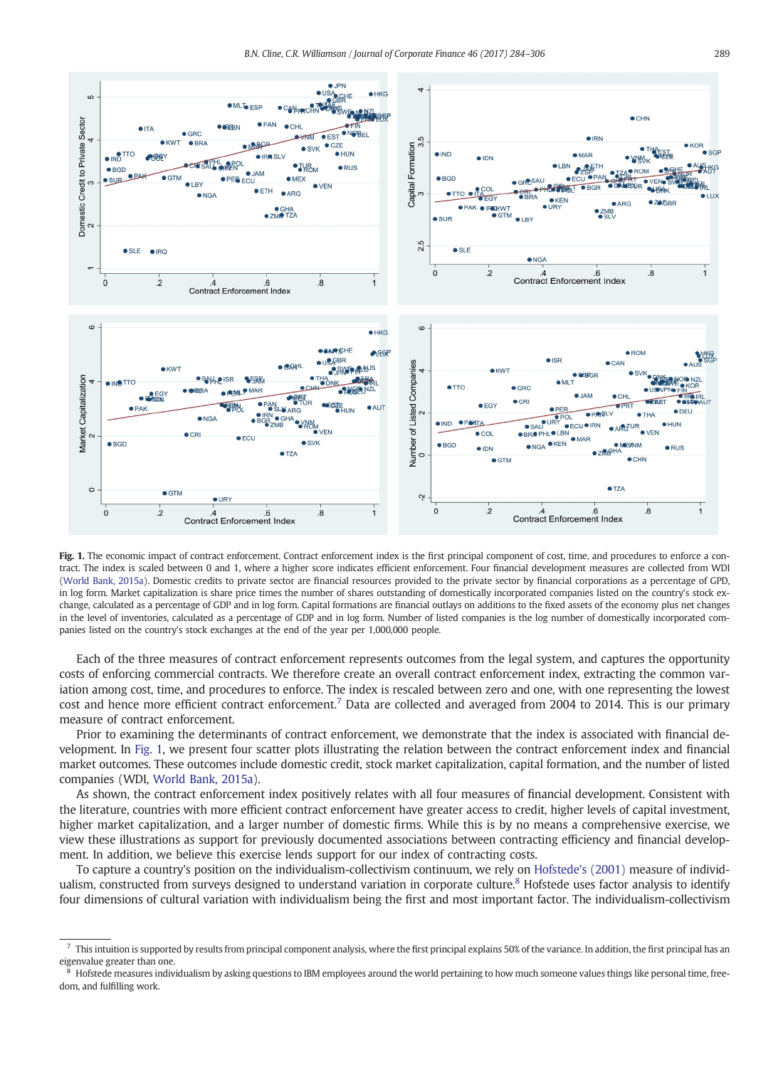Fig. 1. The economic impact of contract enforcement. Contract enforcement index is the first principal component of cost, time, and procedures to enforce a contract. The index is scaled between 0 and 1, where a higher score indicates efficient enforcement. Four financial development measures are collected from WDI (World Bank, 2015a). Domestic credits to private sector are financial resources provided to the private sector by financial corporations as a percentage of GPD, in log form. Market capitalization is share price times the number of shares outstanding of domestically incorporated companies listed on the country's stock exchange, calculated as a percentage of GDP and in log form. Capital formations are financial outlays on additions to the fixed assets of the economy plus net changes in the level of inventories, calculated as a percentage of GDP and in log form. Number of listed companies is the log number of domestically incorporated companies listed on the country's stock exchanges at the end of the year per 1,000,000 people.

Each of the three measures of contract enforcement represents outcomes from the legal system, and captures the opportunity costs of enforcing commercial contracts. We therefore create an overall contract enforcement index, extracting the common variation among cost, time, and procedures to enforce. The index is rescaled between zero and one, with one representing the lowest cost and hence more efficient contract enforcement.[7] Data are collected and averaged from 2004 to 2014. This is our primary measure of contract enforcement.

Prior to examining the determinants of contract enforcement, we demonstrate that the index is associated with financial development. In Fig. 1, we present four scatter plots illustrating the relation between the contract enforcement index and financial market outcomes. These outcomes include domestic credit, stock market capitalization, capital formation, and the number of listed companies (WDI, World Bank, 2015a).

As shown, the contract enforcement index positively relates with all four measures of financial development. Consistent with the literature, countries with more efficient contract enforcement have greater access to credit, higher levels of capital investment, higher market capitalization, and a larger number of domestic firms. While this is by no means a comprehensive exercise, we view these illustrations as support for previously documented associations between contracting efficiency and financial development. In addition, we believe this exercise lends support for our index of contracting costs.

To capture a country's position on the individualism-collectivism continuum, we rely on Hofstede's (2001) measure of individualism, constructed from surveys designed to understand variation in corporate culture.[8] Hofstede uses factor analysis to identify four dimensions of cultural variation with individualism being the first and most important factor. The individualism-collectivism

[7] This intuition is supported by results from principal component analysis, where the first principal explains 50% of the variance. In addition, the first principal has an eigenvalue greater than one.

[8] Hofstede measures individualism by asking questions to IBM employees around the world pertaining to how much someone values things like personal time, freedom, and fulfilling work.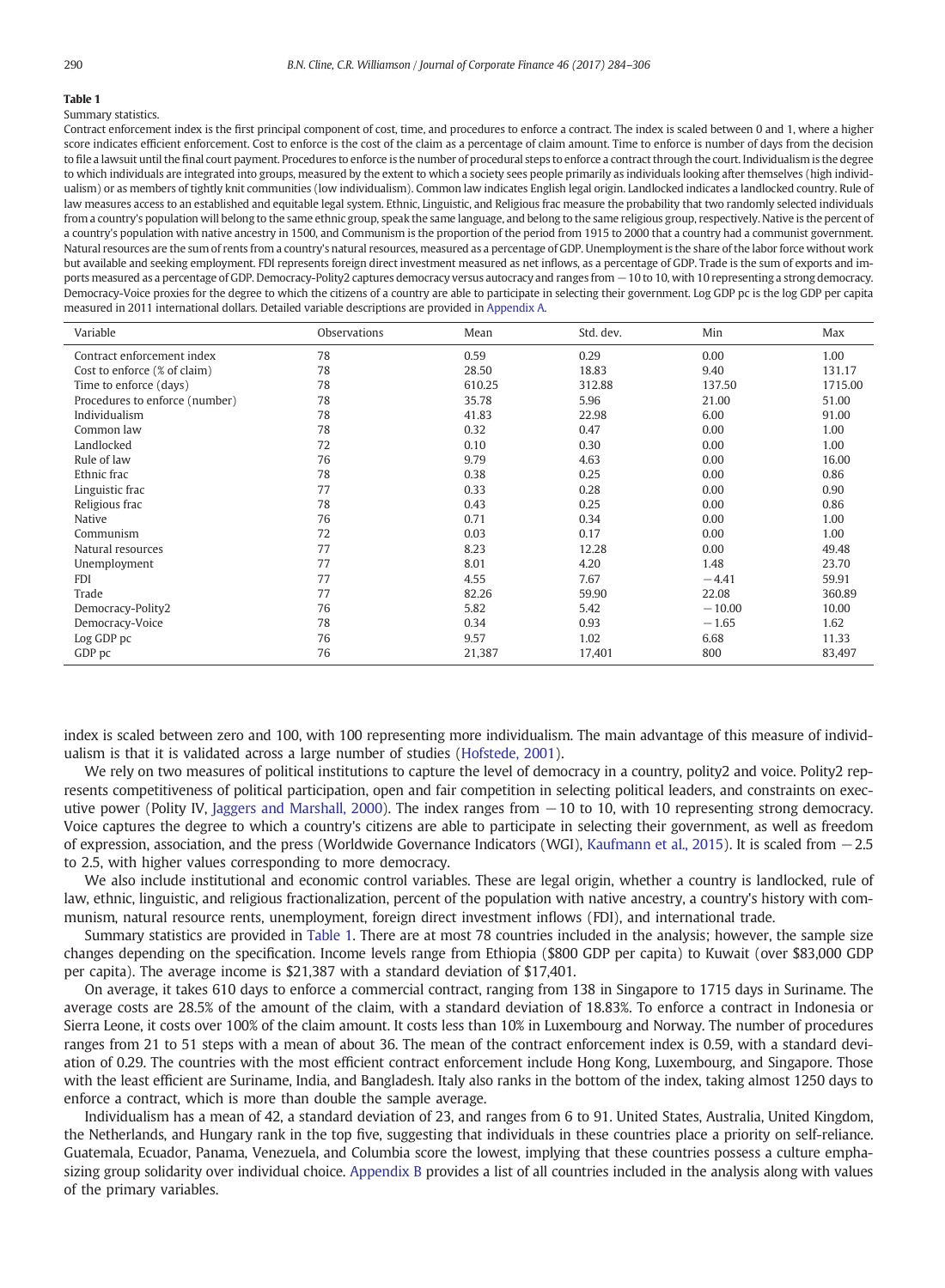**Table 1**

Summary statistics.

Contract enforcement index is the first principal component of cost, time, and procedures to enforce a contract. The index is scaled between 0 and 1, where a higher score indicates efficient enforcement. Cost to enforce is the cost of the claim as a percentage of claim amount. Time to enforce is number of days from the decision to file a lawsuit until the final court payment. Procedures to enforce is the number of procedural steps to enforce a contract through the court. Individualism is the degree to which individuals are integrated into groups, measured by the extent to which a society sees people primarily as individuals looking after themselves (high individualism) or as members of tightly knit communities (low individualism). Common law indicates English legal origin. Landlocked indicates a landlocked country. Rule of law measures access to an established and equitable legal system. Ethnic, Linguistic, and Religious frac measure the probability that two randomly selected individuals from a country's population will belong to the same ethnic group, speak the same language, and belong to the same religious group, respectively. Native is the percent of a country's population with native ancestry in 1500, and Communism is the proportion of the period from 1915 to 2000 that a country had a communist government. Natural resources are the sum of rents from a country's natural resources, measured as a percentage of GDP. Unemployment is the share of the labor force without work but available and seeking employment. FDI represents foreign direct investment measured as net inflows, as a percentage of GDP. Trade is the sum of exports and imports measured as a percentage of GDP. Democracy-Polity2 captures democracy versus autocracy and ranges from −10 to 10, with 10 representing a strong democracy. Democracy-Voice proxies for the degree to which the citizens of a country are able to participate in selecting their government. Log GDP pc is the log GDP per capita measured in 2011 international dollars. Detailed variable descriptions are provided in Appendix A.

| Variable | Observations | Mean | Std. dev. | Min | Max |
|---|---|---|---|---|---|
| Contract enforcement index | 78 | 0.59 | 0.29 | 0.00 | 1.00 |
| Cost to enforce (% of claim) | 78 | 28.50 | 18.83 | 9.40 | 131.17 |
| Time to enforce (days) | 78 | 610.25 | 312.88 | 137.50 | 1715.00 |
| Procedures to enforce (number) | 78 | 35.78 | 5.96 | 21.00 | 51.00 |
| Individualism | 78 | 41.83 | 22.98 | 6.00 | 91.00 |
| Common law | 78 | 0.32 | 0.47 | 0.00 | 1.00 |
| Landlocked | 72 | 0.10 | 0.30 | 0.00 | 1.00 |
| Rule of law | 76 | 9.79 | 4.63 | 0.00 | 16.00 |
| Ethnic frac | 78 | 0.38 | 0.25 | 0.00 | 0.86 |
| Linguistic frac | 77 | 0.33 | 0.28 | 0.00 | 0.90 |
| Religious frac | 78 | 0.43 | 0.25 | 0.00 | 0.86 |
| Native | 76 | 0.71 | 0.34 | 0.00 | 1.00 |
| Communism | 72 | 0.03 | 0.17 | 0.00 | 1.00 |
| Natural resources | 77 | 8.23 | 12.28 | 0.00 | 49.48 |
| Unemployment | 77 | 8.01 | 4.20 | 1.48 | 23.70 |
| FDI | 77 | 4.55 | 7.67 | −4.41 | 59.91 |
| Trade | 77 | 82.26 | 59.90 | 22.08 | 360.89 |
| Democracy-Polity2 | 76 | 5.82 | 5.42 | −10.00 | 10.00 |
| Democracy-Voice | 78 | 0.34 | 0.93 | −1.65 | 1.62 |
| Log GDP pc | 76 | 9.57 | 1.02 | 6.68 | 11.33 |
| GDP pc | 76 | 21,387 | 17,401 | 800 | 83,497 |

index is scaled between zero and 100, with 100 representing more individualism. The main advantage of this measure of individualism is that it is validated across a large number of studies (Hofstede, 2001).

We rely on two measures of political institutions to capture the level of democracy in a country, polity2 and voice. Polity2 represents competitiveness of political participation, open and fair competition in selecting political leaders, and constraints on executive power (Polity IV, Jaggers and Marshall, 2000). The index ranges from −10 to 10, with 10 representing strong democracy. Voice captures the degree to which a country's citizens are able to participate in selecting their government, as well as freedom of expression, association, and the press (Worldwide Governance Indicators (WGI), Kaufmann et al., 2015). It is scaled from −2.5 to 2.5, with higher values corresponding to more democracy.

We also include institutional and economic control variables. These are legal origin, whether a country is landlocked, rule of law, ethnic, linguistic, and religious fractionalization, percent of the population with native ancestry, a country's history with communism, natural resource rents, unemployment, foreign direct investment inflows (FDI), and international trade.

Summary statistics are provided in Table 1. There are at most 78 countries included in the analysis; however, the sample size changes depending on the specification. Income levels range from Ethiopia ($800 GDP per capita) to Kuwait (over $83,000 GDP per capita). The average income is $21,387 with a standard deviation of $17,401.

On average, it takes 610 days to enforce a commercial contract, ranging from 138 in Singapore to 1715 days in Suriname. The average costs are 28.5% of the amount of the claim, with a standard deviation of 18.83%. To enforce a contract in Indonesia or Sierra Leone, it costs over 100% of the claim amount. It costs less than 10% in Luxembourg and Norway. The number of procedures ranges from 21 to 51 steps with a mean of about 36. The mean of the contract enforcement index is 0.59, with a standard deviation of 0.29. The countries with the most efficient contract enforcement include Hong Kong, Luxembourg, and Singapore. Those with the least efficient are Suriname, India, and Bangladesh. Italy also ranks in the bottom of the index, taking almost 1250 days to enforce a contract, which is more than double the sample average.

Individualism has a mean of 42, a standard deviation of 23, and ranges from 6 to 91. United States, Australia, United Kingdom, the Netherlands, and Hungary rank in the top five, suggesting that individuals in these countries place a priority on self-reliance. Guatemala, Ecuador, Panama, Venezuela, and Columbia score the lowest, implying that these countries possess a culture emphasizing group solidarity over individual choice. Appendix B provides a list of all countries included in the analysis along with values of the primary variables.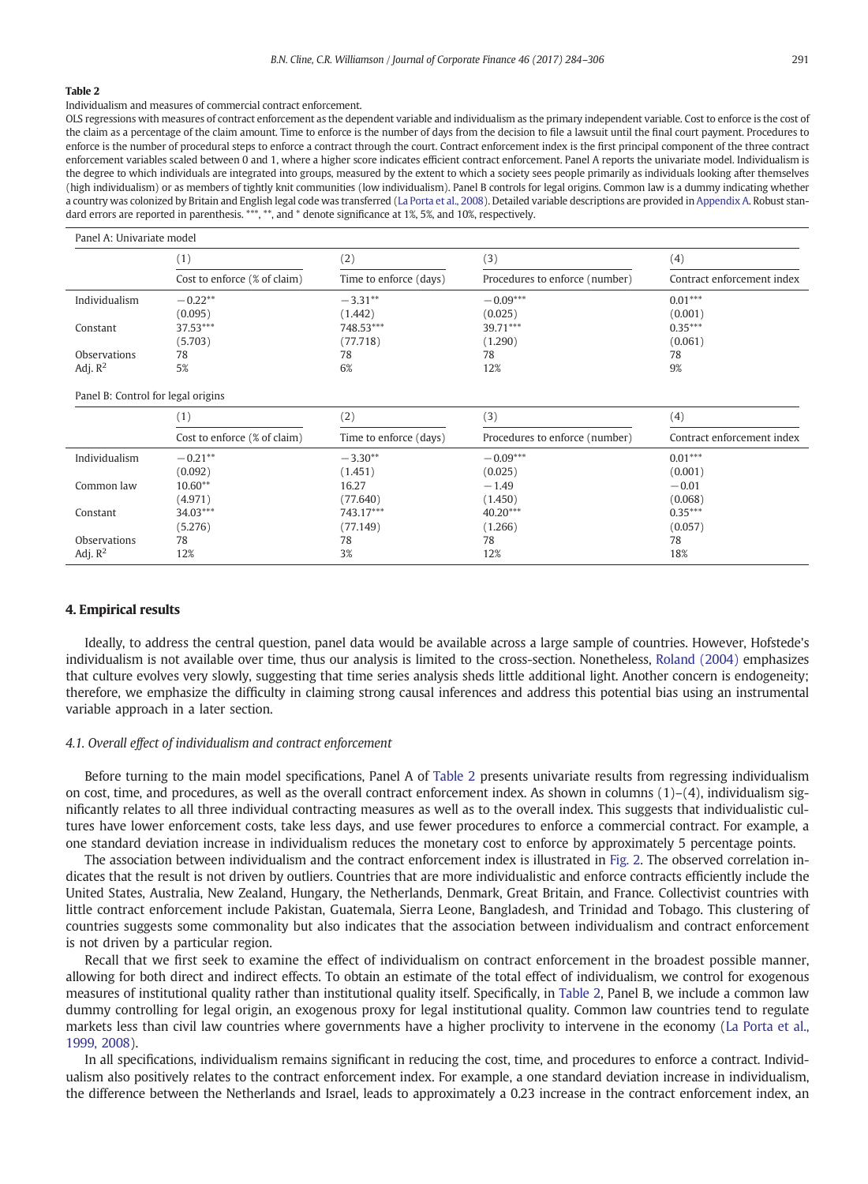**Table 2**

Individualism and measures of commercial contract enforcement.

OLS regressions with measures of contract enforcement as the dependent variable and individualism as the primary independent variable. Cost to enforce is the cost of the claim as a percentage of the claim amount. Time to enforce is the number of days from the decision to file a lawsuit until the final court payment. Procedures to enforce is the number of procedural steps to enforce a contract through the court. Contract enforcement index is the first principal component of the three contract enforcement variables scaled between 0 and 1, where a higher score indicates efficient contract enforcement. Panel A reports the univariate model. Individualism is the degree to which individuals are integrated into groups, measured by the extent to which a society sees people primarily as individuals looking after themselves (high individualism) or as members of tightly knit communities (low individualism). Panel B controls for legal origins. Common law is a dummy indicating whether a country was colonized by Britain and English legal code was transferred (La Porta et al., 2008). Detailed variable descriptions are provided in Appendix A. Robust standard errors are reported in parenthesis. ***, **, and * denote significance at 1%, 5%, and 10%, respectively.

Panel A: Univariate model

| | (1) | (2) | (3) | (4) |
|---|---|---|---|---|
| | Cost to enforce (% of claim) | Time to enforce (days) | Procedures to enforce (number) | Contract enforcement index |
| Individualism | −0.22** | −3.31** | −0.09*** | 0.01*** |
| | (0.095) | (1.442) | (0.025) | (0.001) |
| Constant | 37.53*** | 748.53*** | 39.71*** | 0.35*** |
| | (5.703) | (77.718) | (1.290) | (0.061) |
| Observations | 78 | 78 | 78 | 78 |
| Adj. $R^2$ | 5% | 6% | 12% | 9% |

Panel B: Control for legal origins

| | (1) | (2) | (3) | (4) |
|---|---|---|---|---|
| | Cost to enforce (% of claim) | Time to enforce (days) | Procedures to enforce (number) | Contract enforcement index |
| Individualism | −0.21** | −3.30** | −0.09*** | 0.01*** |
| | (0.092) | (1.451) | (0.025) | (0.001) |
| Common law | 10.60** | 16.27 | −1.49 | −0.01 |
| | (4.971) | (77.640) | (1.450) | (0.068) |
| Constant | 34.03*** | 743.17*** | 40.20*** | 0.35*** |
| | (5.276) | (77.149) | (1.266) | (0.057) |
| Observations | 78 | 78 | 78 | 78 |
| Adj. $R^2$ | 12% | 3% | 12% | 18% |

## 4. Empirical results

Ideally, to address the central question, panel data would be available across a large sample of countries. However, Hofstede's individualism is not available over time, thus our analysis is limited to the cross-section. Nonetheless, Roland (2004) emphasizes that culture evolves very slowly, suggesting that time series analysis sheds little additional light. Another concern is endogeneity; therefore, we emphasize the difficulty in claiming strong causal inferences and address this potential bias using an instrumental variable approach in a later section.

### *4.1. Overall effect of individualism and contract enforcement*

Before turning to the main model specifications, Panel A of Table 2 presents univariate results from regressing individualism on cost, time, and procedures, as well as the overall contract enforcement index. As shown in columns (1)–(4), individualism significantly relates to all three individual contracting measures as well as to the overall index. This suggests that individualistic cultures have lower enforcement costs, take less days, and use fewer procedures to enforce a commercial contract. For example, a one standard deviation increase in individualism reduces the monetary cost to enforce by approximately 5 percentage points.

The association between individualism and the contract enforcement index is illustrated in Fig. 2. The observed correlation indicates that the result is not driven by outliers. Countries that are more individualistic and enforce contracts efficiently include the United States, Australia, New Zealand, Hungary, the Netherlands, Denmark, Great Britain, and France. Collectivist countries with little contract enforcement include Pakistan, Guatemala, Sierra Leone, Bangladesh, and Trinidad and Tobago. This clustering of countries suggests some commonality but also indicates that the association between individualism and contract enforcement is not driven by a particular region.

Recall that we first seek to examine the effect of individualism on contract enforcement in the broadest possible manner, allowing for both direct and indirect effects. To obtain an estimate of the total effect of individualism, we control for exogenous measures of institutional quality rather than institutional quality itself. Specifically, in Table 2, Panel B, we include a common law dummy controlling for legal origin, an exogenous proxy for legal institutional quality. Common law countries tend to regulate markets less than civil law countries where governments have a higher proclivity to intervene in the economy (La Porta et al., 1999, 2008).

In all specifications, individualism remains significant in reducing the cost, time, and procedures to enforce a contract. Individualism also positively relates to the contract enforcement index. For example, a one standard deviation increase in individualism, the difference between the Netherlands and Israel, leads to approximately a 0.23 increase in the contract enforcement index, an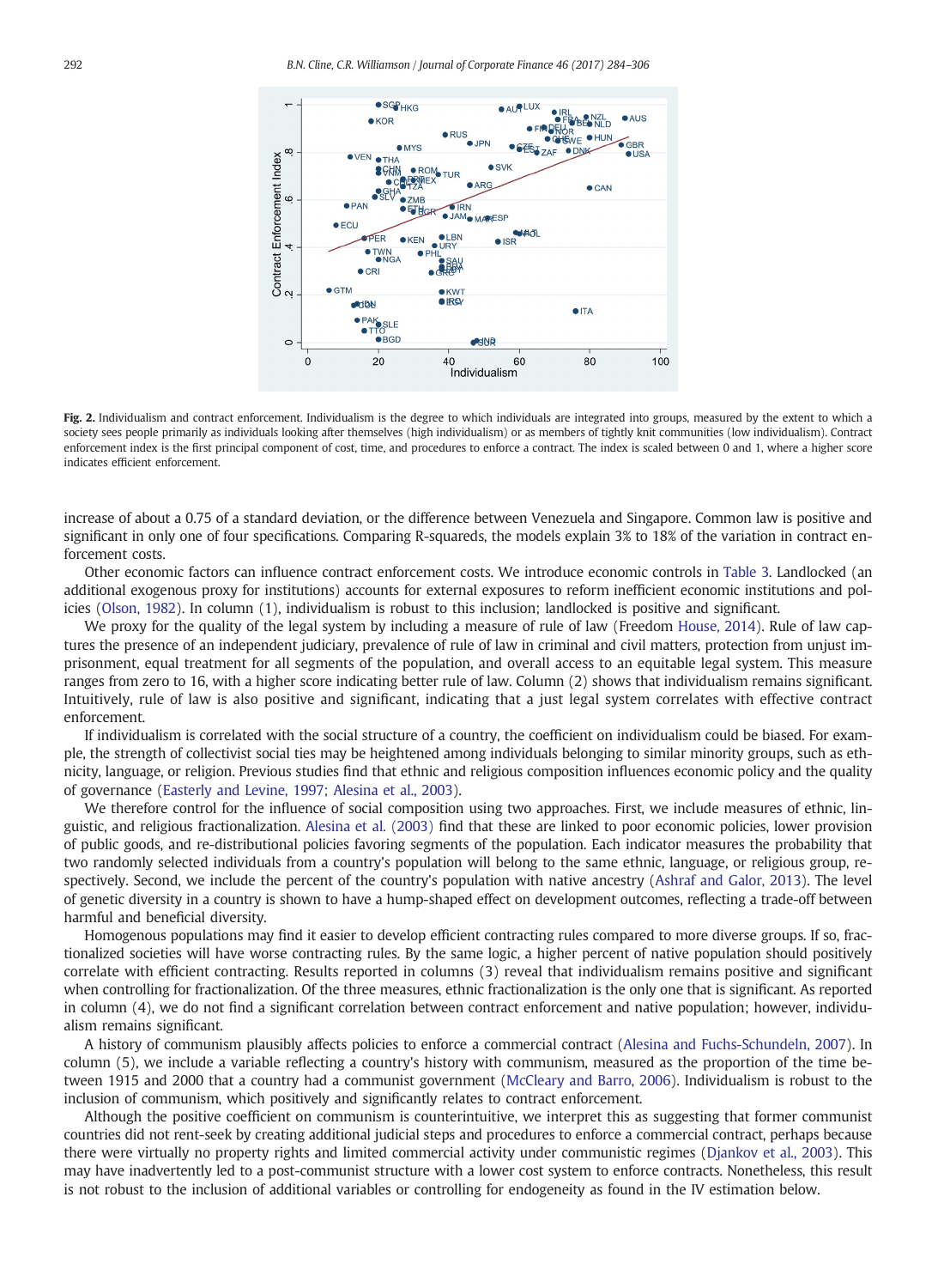Fig. 2. Individualism and contract enforcement. Individualism is the degree to which individuals are integrated into groups, measured by the extent to which a society sees people primarily as individuals looking after themselves (high individualism) or as members of tightly knit communities (low individualism). Contract enforcement index is the first principal component of cost, time, and procedures to enforce a contract. The index is scaled between 0 and 1, where a higher score indicates efficient enforcement.

increase of about a 0.75 of a standard deviation, or the difference between Venezuela and Singapore. Common law is positive and significant in only one of four specifications. Comparing R-squareds, the models explain 3% to 18% of the variation in contract enforcement costs.

Other economic factors can influence contract enforcement costs. We introduce economic controls in Table 3. Landlocked (an additional exogenous proxy for institutions) accounts for external exposures to reform inefficient economic institutions and policies (Olson, 1982). In column (1), individualism is robust to this inclusion; landlocked is positive and significant.

We proxy for the quality of the legal system by including a measure of rule of law (Freedom House, 2014). Rule of law captures the presence of an independent judiciary, prevalence of rule of law in criminal and civil matters, protection from unjust imprisonment, equal treatment for all segments of the population, and overall access to an equitable legal system. This measure ranges from zero to 16, with a higher score indicating better rule of law. Column (2) shows that individualism remains significant. Intuitively, rule of law is also positive and significant, indicating that a just legal system correlates with effective contract enforcement.

If individualism is correlated with the social structure of a country, the coefficient on individualism could be biased. For example, the strength of collectivist social ties may be heightened among individuals belonging to similar minority groups, such as ethnicity, language, or religion. Previous studies find that ethnic and religious composition influences economic policy and the quality of governance (Easterly and Levine, 1997; Alesina et al., 2003).

We therefore control for the influence of social composition using two approaches. First, we include measures of ethnic, linguistic, and religious fractionalization. Alesina et al. (2003) find that these are linked to poor economic policies, lower provision of public goods, and re-distributional policies favoring segments of the population. Each indicator measures the probability that two randomly selected individuals from a country's population will belong to the same ethnic, language, or religious group, respectively. Second, we include the percent of the country's population with native ancestry (Ashraf and Galor, 2013). The level of genetic diversity in a country is shown to have a hump-shaped effect on development outcomes, reflecting a trade-off between harmful and beneficial diversity.

Homogenous populations may find it easier to develop efficient contracting rules compared to more diverse groups. If so, fractionalized societies will have worse contracting rules. By the same logic, a higher percent of native population should positively correlate with efficient contracting. Results reported in columns (3) reveal that individualism remains positive and significant when controlling for fractionalization. Of the three measures, ethnic fractionalization is the only one that is significant. As reported in column (4), we do not find a significant correlation between contract enforcement and native population; however, individualism remains significant.

A history of communism plausibly affects policies to enforce a commercial contract (Alesina and Fuchs-Schundeln, 2007). In column (5), we include a variable reflecting a country's history with communism, measured as the proportion of the time between 1915 and 2000 that a country had a communist government (McCleary and Barro, 2006). Individualism is robust to the inclusion of communism, which positively and significantly relates to contract enforcement.

Although the positive coefficient on communism is counterintuitive, we interpret this as suggesting that former communist countries did not rent-seek by creating additional judicial steps and procedures to enforce a commercial contract, perhaps because there were virtually no property rights and limited commercial activity under communistic regimes (Djankov et al., 2003). This may have inadvertently led to a post-communist structure with a lower cost system to enforce contracts. Nonetheless, this result is not robust to the inclusion of additional variables or controlling for endogeneity as found in the IV estimation below.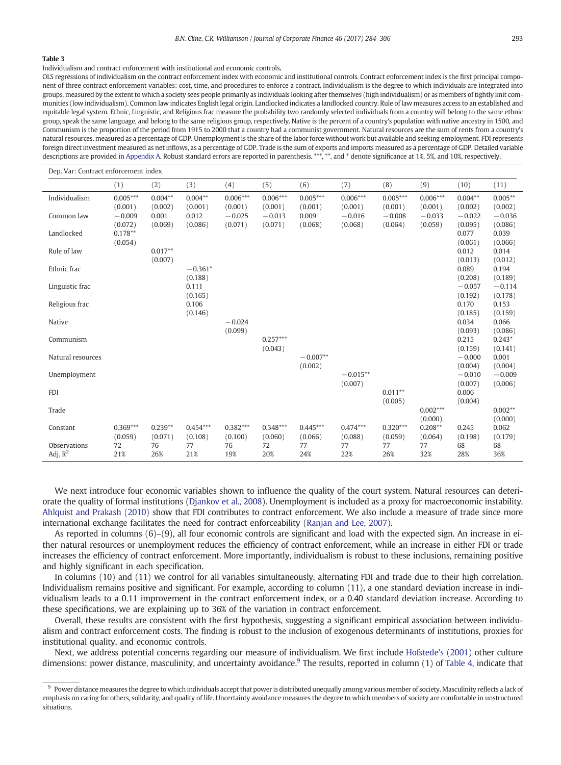**Table 3**

Individualism and contract enforcement with institutional and economic controls.

OLS regressions of individualism on the contract enforcement index with economic and institutional controls. Contract enforcement index is the first principal component of three contract enforcement variables: cost, time, and procedures to enforce a contract. Individualism is the degree to which individuals are integrated into groups, measured by the extent to which a society sees people primarily as individuals looking after themselves (high individualism) or as members of tightly knit communities (low individualism). Common law indicates English legal origin. Landlocked indicates a landlocked country. Rule of law measures access to an established and equitable legal system. Ethnic, Linguistic, and Religious frac measure the probability two randomly selected individuals from a country will belong to the same ethnic group, speak the same language, and belong to the same religious group, respectively. Native is the percent of a country's population with native ancestry in 1500, and Communism is the proportion of the period from 1915 to 2000 that a country had a communist government. Natural resources are the sum of rents from a country's natural resources, measured as a percentage of GDP. Unemployment is the share of the labor force without work but available and seeking employment. FDI represents foreign direct investment measured as net inflows, as a percentage of GDP. Trade is the sum of exports and imports measured as a percentage of GDP. Detailed variable descriptions are provided in Appendix A. Robust standard errors are reported in parenthesis. ***, **, and * denote significance at 1%, 5%, and 10%, respectively.

| Dep. Var: Contract enforcement index | | | | | | | | | | | |
|---|---|---|---|---|---|---|---|---|---|---|---|
| | (1) | (2) | (3) | (4) | (5) | (6) | (7) | (8) | (9) | (10) | (11) |
| Individualism | 0.005*** | 0.004** | 0.004** | 0.006*** | 0.006*** | 0.005*** | 0.006*** | 0.005*** | 0.006*** | 0.004** | 0.005** |
| | (0.001) | (0.002) | (0.001) | (0.001) | (0.001) | (0.001) | (0.001) | (0.001) | (0.001) | (0.002) | (0.002) |
| Common law | −0.009 | 0.001 | 0.012 | −0.025 | −0.013 | 0.009 | −0.016 | −0.008 | −0.033 | −0.022 | −0.036 |
| | (0.072) | (0.069) | (0.086) | (0.071) | (0.071) | (0.068) | (0.068) | (0.064) | (0.059) | (0.095) | (0.086) |
| Landlocked | 0.178** | | | | | | | | | 0.077 | 0.039 |
| | (0.054) | | | | | | | | | (0.061) | (0.066) |
| Rule of law | | 0.017** | | | | | | | | 0.012 | 0.014 |
| | | (0.007) | | | | | | | | (0.013) | (0.012) |
| Ethnic frac | | | −0.361* | | | | | | | 0.089 | 0.194 |
| | | | (0.188) | | | | | | | (0.208) | (0.189) |
| Linguistic frac | | | 0.111 | | | | | | | −0.057 | −0.114 |
| | | | (0.165) | | | | | | | (0.192) | (0.178) |
| Religious frac | | | 0.106 | | | | | | | 0.170 | 0.153 |
| | | | (0.146) | | | | | | | (0.185) | (0.159) |
| Native | | | | −0.024 | | | | | | 0.034 | 0.066 |
| | | | | (0.099) | | | | | | (0.093) | (0.086) |
| Communism | | | | | 0.257*** | | | | | 0.215 | 0.243* |
| | | | | | (0.043) | | | | | (0.159) | (0.141) |
| Natural resources | | | | | | −0.007** | | | | −0.000 | 0.001 |
| | | | | | | (0.002) | | | | (0.004) | (0.004) |
| Unemployment | | | | | | | −0.015** | | | −0.010 | −0.009 |
| | | | | | | | (0.007) | | | (0.007) | (0.006) |
| FDI | | | | | | | | 0.011** | | 0.006 | |
| | | | | | | | | (0.005) | | (0.004) | |
| Trade | | | | | | | | | 0.002*** | | 0.002** |
| | | | | | | | | | (0.000) | | (0.000) |
| Constant | 0.369*** | 0.239** | 0.454*** | 0.382*** | 0.348*** | 0.445*** | 0.474*** | 0.320*** | 0.208** | 0.245 | 0.062 |
| | (0.059) | (0.071) | (0.108) | (0.100) | (0.060) | (0.066) | (0.088) | (0.059) | (0.064) | (0.198) | (0.179) |
| Observations | 72 | 76 | 77 | 76 | 72 | 77 | 77 | 77 | 77 | 68 | 68 |
| Adj. $R^2$ | 21% | 26% | 21% | 19% | 20% | 24% | 22% | 26% | 32% | 28% | 36% |

We next introduce four economic variables shown to influence the quality of the court system. Natural resources can deteriorate the quality of formal institutions (Djankov et al., 2008). Unemployment is included as a proxy for macroeconomic instability. Ahlquist and Prakash (2010) show that FDI contributes to contract enforcement. We also include a measure of trade since more international exchange facilitates the need for contract enforceability (Ranjan and Lee, 2007).

As reported in columns (6)–(9), all four economic controls are significant and load with the expected sign. An increase in either natural resources or unemployment reduces the efficiency of contract enforcement, while an increase in either FDI or trade increases the efficiency of contract enforcement. More importantly, individualism is robust to these inclusions, remaining positive and highly significant in each specification.

In columns (10) and (11) we control for all variables simultaneously, alternating FDI and trade due to their high correlation. Individualism remains positive and significant. For example, according to column (11), a one standard deviation increase in individualism leads to a 0.11 improvement in the contract enforcement index, or a 0.40 standard deviation increase. According to these specifications, we are explaining up to 36% of the variation in contract enforcement.

Overall, these results are consistent with the first hypothesis, suggesting a significant empirical association between individualism and contract enforcement costs. The finding is robust to the inclusion of exogenous determinants of institutions, proxies for institutional quality, and economic controls.

Next, we address potential concerns regarding our measure of individualism. We first include Hofstede's (2001) other culture dimensions: power distance, masculinity, and uncertainty avoidance.[9] The results, reported in column (1) of Table 4, indicate that

[9] Power distance measures the degree to which individuals accept that power is distributed unequally among various member of society. Masculinity reflects a lack of emphasis on caring for others, solidarity, and quality of life. Uncertainty avoidance measures the degree to which members of society are comfortable in unstructured situations.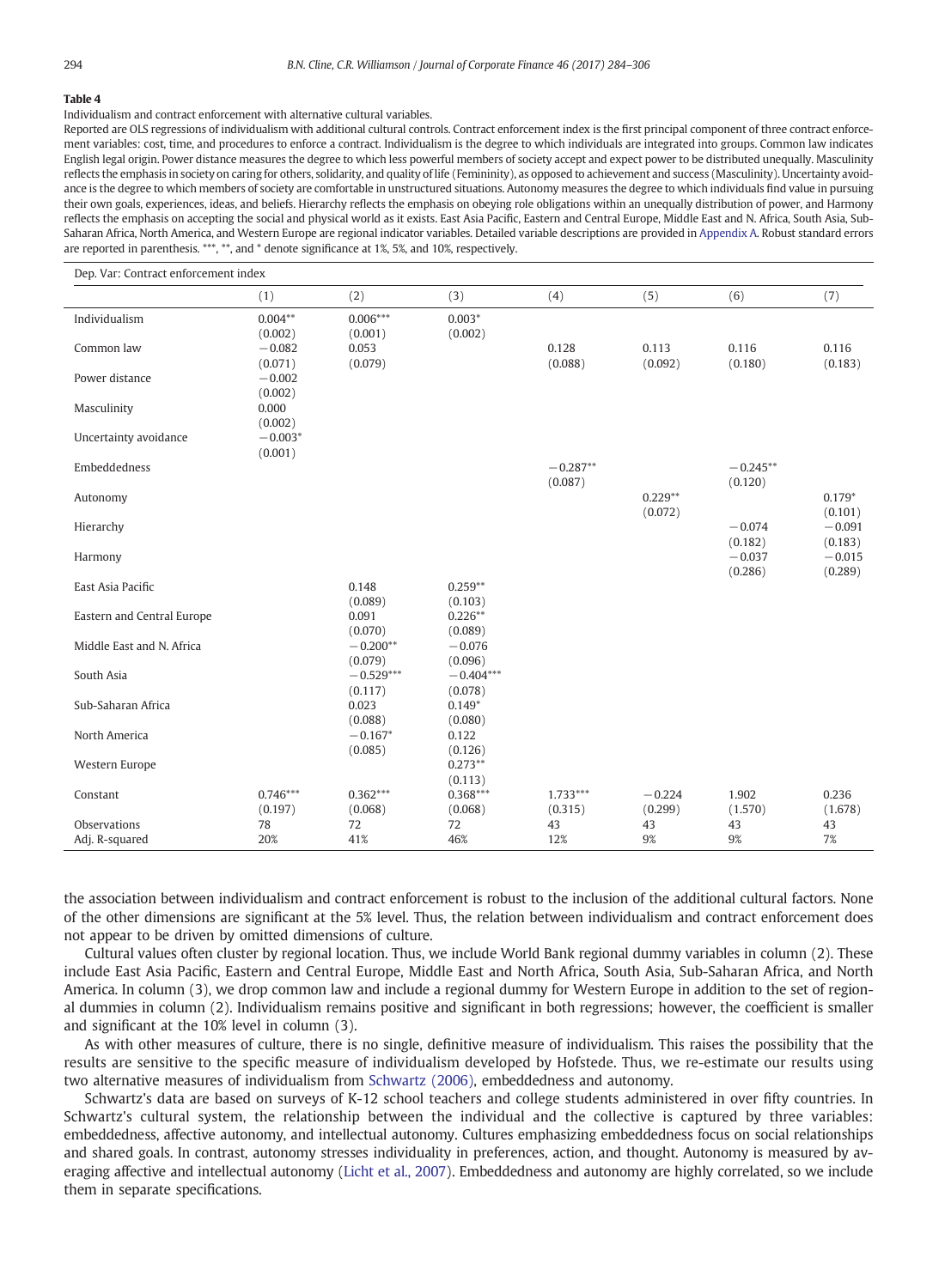**Table 4**

Individualism and contract enforcement with alternative cultural variables.

Reported are OLS regressions of individualism with additional cultural controls. Contract enforcement index is the first principal component of three contract enforcement variables: cost, time, and procedures to enforce a contract. Individualism is the degree to which individuals are integrated into groups. Common law indicates English legal origin. Power distance measures the degree to which less powerful members of society accept and expect power to be distributed unequally. Masculinity reflects the emphasis in society on caring for others, solidarity, and quality of life (Femininity), as opposed to achievement and success (Masculinity). Uncertainty avoidance is the degree to which members of society are comfortable in unstructured situations. Autonomy measures the degree to which individuals find value in pursuing their own goals, experiences, ideas, and beliefs. Hierarchy reflects the emphasis on obeying role obligations within an unequally distribution of power, and Harmony reflects the emphasis on accepting the social and physical world as it exists. East Asia Pacific, Eastern and Central Europe, Middle East and N. Africa, South Asia, Sub-Saharan Africa, North America, and Western Europe are regional indicator variables. Detailed variable descriptions are provided in Appendix A. Robust standard errors are reported in parenthesis. \*\*\*, \*\*, and \* denote significance at 1%, 5%, and 10%, respectively.

| Dep. Var: Contract enforcement index | | | | | | | |
|---|---|---|---|---|---|---|---|
| | (1) | (2) | (3) | (4) | (5) | (6) | (7) |
| Individualism | 0.004** | 0.006*** | 0.003* | | | | |
| | (0.002) | (0.001) | (0.002) | | | | |
| Common law | −0.082 | 0.053 | | 0.128 | 0.113 | 0.116 | 0.116 |
| | (0.071) | (0.079) | | (0.088) | (0.092) | (0.180) | (0.183) |
| Power distance | −0.002 | | | | | | |
| | (0.002) | | | | | | |
| Masculinity | 0.000 | | | | | | |
| | (0.002) | | | | | | |
| Uncertainty avoidance | −0.003* | | | | | | |
| | (0.001) | | | | | | |
| Embeddedness | | | | −0.287** | | −0.245** | |
| | | | | (0.087) | | (0.120) | |
| Autonomy | | | | | 0.229** | | 0.179* |
| | | | | | (0.072) | | (0.101) |
| Hierarchy | | | | | | −0.074 | −0.091 |
| | | | | | | (0.182) | (0.183) |
| Harmony | | | | | | −0.037 | −0.015 |
| | | | | | | (0.286) | (0.289) |
| East Asia Pacific | | 0.148 | 0.259** | | | | |
| | | (0.089) | (0.103) | | | | |
| Eastern and Central Europe | | 0.091 | 0.226** | | | | |
| | | (0.070) | (0.089) | | | | |
| Middle East and N. Africa | | −0.200** | −0.076 | | | | |
| | | (0.079) | (0.096) | | | | |
| South Asia | | −0.529*** | −0.404*** | | | | |
| | | (0.117) | (0.078) | | | | |
| Sub-Saharan Africa | | 0.023 | 0.149* | | | | |
| | | (0.088) | (0.080) | | | | |
| North America | | −0.167* | 0.122 | | | | |
| | | (0.085) | (0.126) | | | | |
| Western Europe | | | 0.273** | | | | |
| | | | (0.113) | | | | |
| Constant | 0.746*** | 0.362*** | 0.368*** | 1.733*** | −0.224 | 1.902 | 0.236 |
| | (0.197) | (0.068) | (0.068) | (0.315) | (0.299) | (1.570) | (1.678) |
| Observations | 78 | 72 | 72 | 43 | 43 | 43 | 43 |
| Adj. R-squared | 20% | 41% | 46% | 12% | 9% | 9% | 7% |

the association between individualism and contract enforcement is robust to the inclusion of the additional cultural factors. None of the other dimensions are significant at the 5% level. Thus, the relation between individualism and contract enforcement does not appear to be driven by omitted dimensions of culture.

Cultural values often cluster by regional location. Thus, we include World Bank regional dummy variables in column (2). These include East Asia Pacific, Eastern and Central Europe, Middle East and North Africa, South Asia, Sub-Saharan Africa, and North America. In column (3), we drop common law and include a regional dummy for Western Europe in addition to the set of regional dummies in column (2). Individualism remains positive and significant in both regressions; however, the coefficient is smaller and significant at the 10% level in column (3).

As with other measures of culture, there is no single, definitive measure of individualism. This raises the possibility that the results are sensitive to the specific measure of individualism developed by Hofstede. Thus, we re-estimate our results using two alternative measures of individualism from Schwartz (2006), embeddedness and autonomy.

Schwartz's data are based on surveys of K-12 school teachers and college students administered in over fifty countries. In Schwartz's cultural system, the relationship between the individual and the collective is captured by three variables: embeddedness, affective autonomy, and intellectual autonomy. Cultures emphasizing embeddedness focus on social relationships and shared goals. In contrast, autonomy stresses individuality in preferences, action, and thought. Autonomy is measured by averaging affective and intellectual autonomy (Licht et al., 2007). Embeddedness and autonomy are highly correlated, so we include them in separate specifications.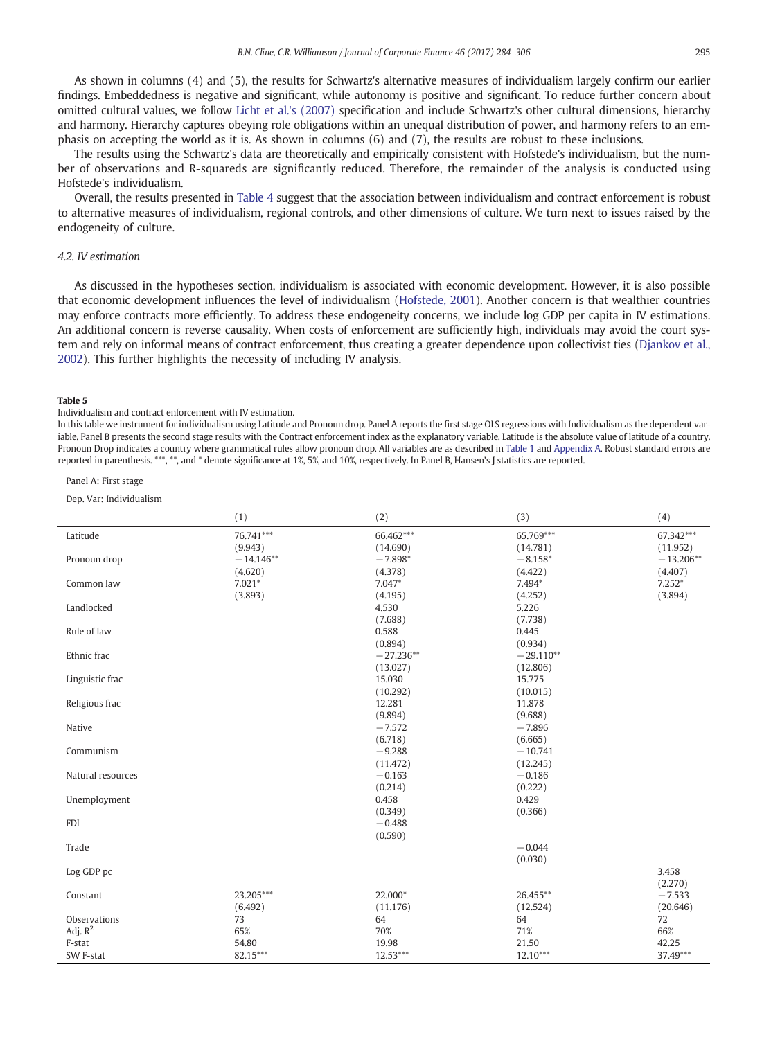As shown in columns (4) and (5), the results for Schwartz's alternative measures of individualism largely confirm our earlier findings. Embeddedness is negative and significant, while autonomy is positive and significant. To reduce further concern about omitted cultural values, we follow Licht et al.'s (2007) specification and include Schwartz's other cultural dimensions, hierarchy and harmony. Hierarchy captures obeying role obligations within an unequal distribution of power, and harmony refers to an emphasis on accepting the world as it is. As shown in columns (6) and (7), the results are robust to these inclusions.

The results using the Schwartz's data are theoretically and empirically consistent with Hofstede's individualism, but the number of observations and R-squareds are significantly reduced. Therefore, the remainder of the analysis is conducted using Hofstede's individualism.

Overall, the results presented in Table 4 suggest that the association between individualism and contract enforcement is robust to alternative measures of individualism, regional controls, and other dimensions of culture. We turn next to issues raised by the endogeneity of culture.

### 4.2. IV estimation

As discussed in the hypotheses section, individualism is associated with economic development. However, it is also possible that economic development influences the level of individualism (Hofstede, 2001). Another concern is that wealthier countries may enforce contracts more efficiently. To address these endogeneity concerns, we include log GDP per capita in IV estimations. An additional concern is reverse causality. When costs of enforcement are sufficiently high, individuals may avoid the court system and rely on informal means of contract enforcement, thus creating a greater dependence upon collectivist ties (Djankov et al., 2002). This further highlights the necessity of including IV analysis.

**Table 5**

Individualism and contract enforcement with IV estimation.

In this table we instrument for individualism using Latitude and Pronoun drop. Panel A reports the first stage OLS regressions with Individualism as the dependent variable. Panel B presents the second stage results with the Contract enforcement index as the explanatory variable. Latitude is the absolute value of latitude of a country. Pronoun Drop indicates a country where grammatical rules allow pronoun drop. All variables are as described in Table 1 and Appendix A. Robust standard errors are reported in parenthesis. ***, **, and * denote significance at 1%, 5%, and 10%, respectively. In Panel B, Hansen's J statistics are reported.

| Panel A: First stage | | | | |
|---|---|---|---|---|
| Dep. Var: Individualism | | | | |
| | (1) | (2) | (3) | (4) |
| Latitude | 76.741*** | 66.462*** | 65.769*** | 67.342*** |
| | (9.943) | (14.690) | (14.781) | (11.952) |
| Pronoun drop | −14.146** | −7.898* | −8.158* | −13.206** |
| | (4.620) | (4.378) | (4.422) | (4.407) |
| Common law | 7.021* | 7.047* | 7.494* | 7.252* |
| | (3.893) | (4.195) | (4.252) | (3.894) |
| Landlocked | | 4.530 | 5.226 | |
| | | (7.688) | (7.738) | |
| Rule of law | | 0.588 | 0.445 | |
| | | (0.894) | (0.934) | |
| Ethnic frac | | −27.236** | −29.110** | |
| | | (13.027) | (12.806) | |
| Linguistic frac | | 15.030 | 15.775 | |
| | | (10.292) | (10.015) | |
| Religious frac | | 12.281 | 11.878 | |
| | | (9.894) | (9.688) | |
| Native | | −7.572 | −7.896 | |
| | | (6.718) | (6.665) | |
| Communism | | −9.288 | −10.741 | |
| | | (11.472) | (12.245) | |
| Natural resources | | −0.163 | −0.186 | |
| | | (0.214) | (0.222) | |
| Unemployment | | 0.458 | 0.429 | |
| | | (0.349) | (0.366) | |
| FDI | | −0.488 | | |
| | | (0.590) | | |
| Trade | | | −0.044 | |
| | | | (0.030) | |
| Log GDP pc | | | | 3.458 |
| | | | | (2.270) |
| Constant | 23.205*** | 22.000* | 26.455** | −7.533 |
| | (6.492) | (11.176) | (12.524) | (20.646) |
| Observations | 73 | 64 | 64 | 72 |
| Adj. $R^2$ | 65% | 70% | 71% | 66% |
| F-stat | 54.80 | 19.98 | 21.50 | 42.25 |
| SW F-stat | 82.15*** | 12.53*** | 12.10*** | 37.49*** |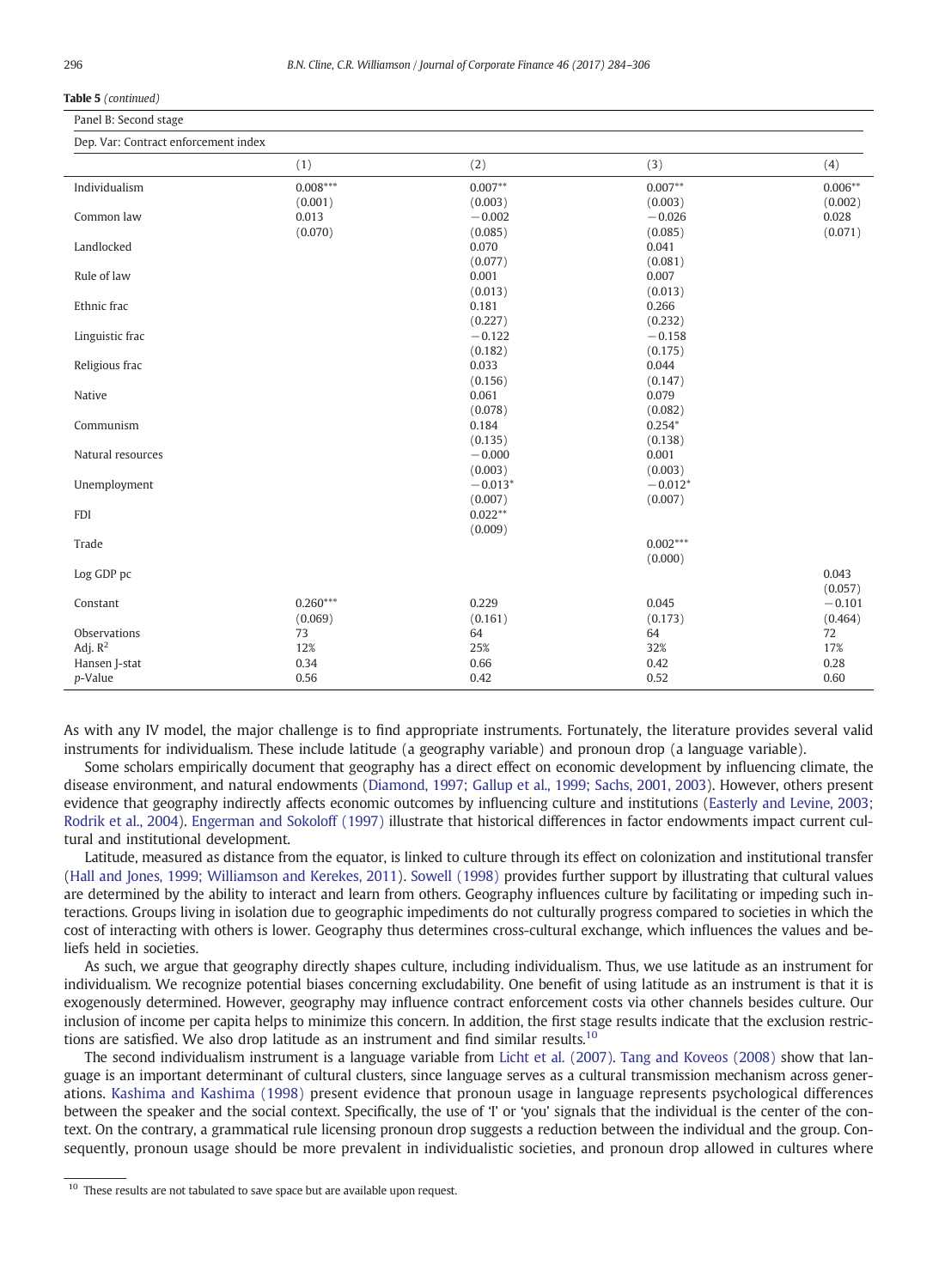**Table 5** (*continued*)

| Panel B: Second stage | | | | |
|---|---|---|---|---|
| Dep. Var: Contract enforcement index | | | | |
| | (1) | (2) | (3) | (4) |
| Individualism | 0.008*** | 0.007** | 0.007** | 0.006** |
| | (0.001) | (0.003) | (0.003) | (0.002) |
| Common law | 0.013 | −0.002 | −0.026 | 0.028 |
| | (0.070) | (0.085) | (0.085) | (0.071) |
| Landlocked | | 0.070 | 0.041 | |
| | | (0.077) | (0.081) | |
| Rule of law | | 0.001 | 0.007 | |
| | | (0.013) | (0.013) | |
| Ethnic frac | | 0.181 | 0.266 | |
| | | (0.227) | (0.232) | |
| Linguistic frac | | −0.122 | −0.158 | |
| | | (0.182) | (0.175) | |
| Religious frac | | 0.033 | 0.044 | |
| | | (0.156) | (0.147) | |
| Native | | 0.061 | 0.079 | |
| | | (0.078) | (0.082) | |
| Communism | | 0.184 | 0.254* | |
| | | (0.135) | (0.138) | |
| Natural resources | | −0.000 | 0.001 | |
| | | (0.003) | (0.003) | |
| Unemployment | | −0.013* | −0.012* | |
| | | (0.007) | (0.007) | |
| FDI | | 0.022** | | |
| | | (0.009) | | |
| Trade | | | 0.002*** | |
| | | | (0.000) | |
| Log GDP pc | | | | 0.043 |
| | | | | (0.057) |
| Constant | 0.260*** | 0.229 | 0.045 | −0.101 |
| | (0.069) | (0.161) | (0.173) | (0.464) |
| Observations | 73 | 64 | 64 | 72 |
| Adj. $R^2$ | 12% | 25% | 32% | 17% |
| Hansen J-stat | 0.34 | 0.66 | 0.42 | 0.28 |
| *p*-Value | 0.56 | 0.42 | 0.52 | 0.60 |

As with any IV model, the major challenge is to find appropriate instruments. Fortunately, the literature provides several valid instruments for individualism. These include latitude (a geography variable) and pronoun drop (a language variable).

Some scholars empirically document that geography has a direct effect on economic development by influencing climate, the disease environment, and natural endowments (Diamond, 1997; Gallup et al., 1999; Sachs, 2001, 2003). However, others present evidence that geography indirectly affects economic outcomes by influencing culture and institutions (Easterly and Levine, 2003; Rodrik et al., 2004). Engerman and Sokoloff (1997) illustrate that historical differences in factor endowments impact current cultural and institutional development.

Latitude, measured as distance from the equator, is linked to culture through its effect on colonization and institutional transfer (Hall and Jones, 1999; Williamson and Kerekes, 2011). Sowell (1998) provides further support by illustrating that cultural values are determined by the ability to interact and learn from others. Geography influences culture by facilitating or impeding such interactions. Groups living in isolation due to geographic impediments do not culturally progress compared to societies in which the cost of interacting with others is lower. Geography thus determines cross-cultural exchange, which influences the values and beliefs held in societies.

As such, we argue that geography directly shapes culture, including individualism. Thus, we use latitude as an instrument for individualism. We recognize potential biases concerning excludability. One benefit of using latitude as an instrument is that it is exogenously determined. However, geography may influence contract enforcement costs via other channels besides culture. Our inclusion of income per capita helps to minimize this concern. In addition, the first stage results indicate that the exclusion restrictions are satisfied. We also drop latitude as an instrument and find similar results.[10]

The second individualism instrument is a language variable from Licht et al. (2007). Tang and Koveos (2008) show that language is an important determinant of cultural clusters, since language serves as a cultural transmission mechanism across generations. Kashima and Kashima (1998) present evidence that pronoun usage in language represents psychological differences between the speaker and the social context. Specifically, the use of 'I' or 'you' signals that the individual is the center of the context. On the contrary, a grammatical rule licensing pronoun drop suggests a reduction between the individual and the group. Consequently, pronoun usage should be more prevalent in individualistic societies, and pronoun drop allowed in cultures where

[10] These results are not tabulated to save space but are available upon request.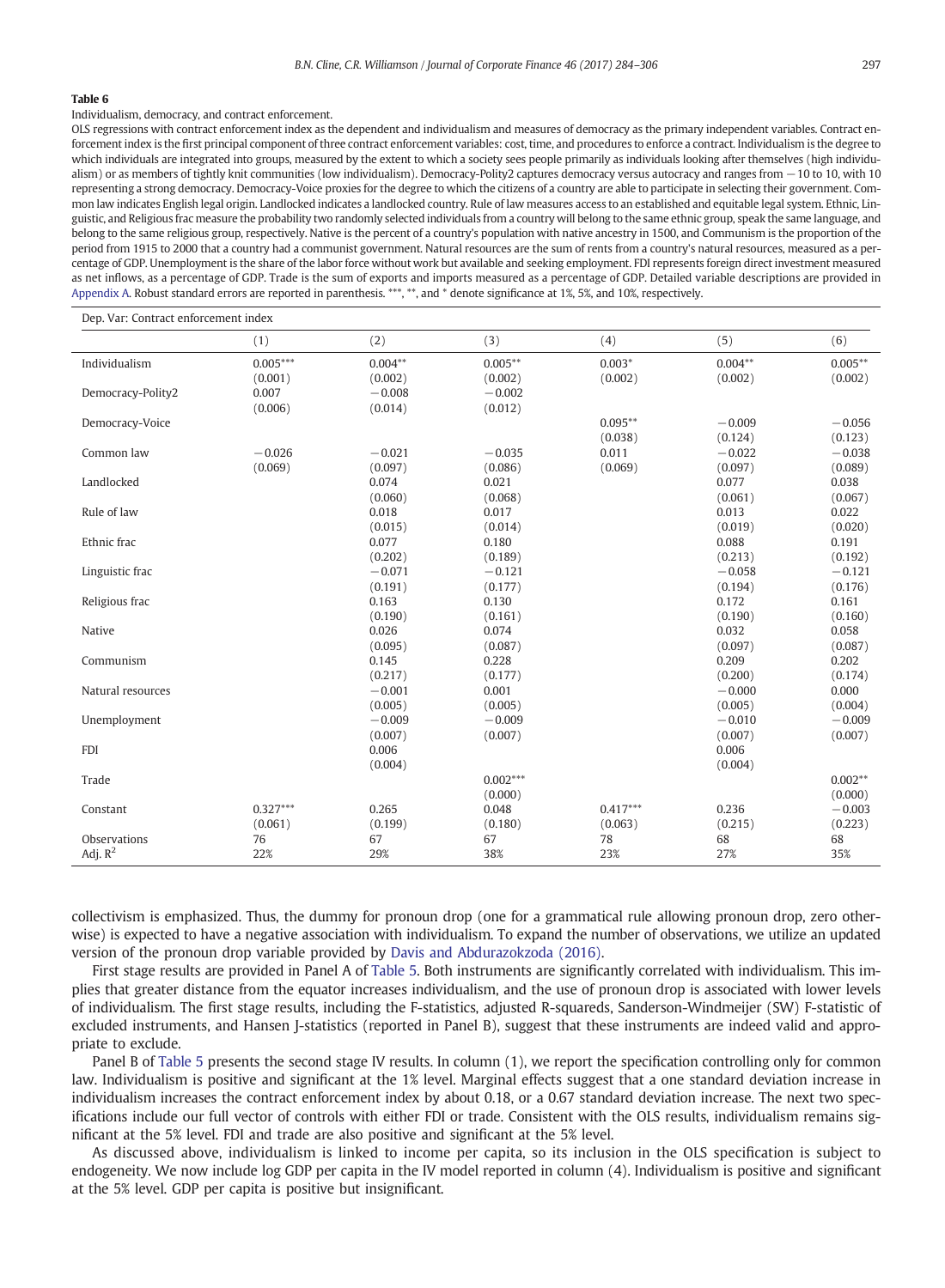**Table 6**

Individualism, democracy, and contract enforcement.

OLS regressions with contract enforcement index as the dependent and individualism and measures of democracy as the primary independent variables. Contract enforcement index is the first principal component of three contract enforcement variables: cost, time, and procedures to enforce a contract. Individualism is the degree to which individuals are integrated into groups, measured by the extent to which a society sees people primarily as individuals looking after themselves (high individualism) or as members of tightly knit communities (low individualism). Democracy-Polity2 captures democracy versus autocracy and ranges from −10 to 10, with 10 representing a strong democracy. Democracy-Voice proxies for the degree to which the citizens of a country are able to participate in selecting their government. Common law indicates English legal origin. Landlocked indicates a landlocked country. Rule of law measures access to an established and equitable legal system. Ethnic, Linguistic, and Religious frac measure the probability two randomly selected individuals from a country will belong to the same ethnic group, speak the same language, and belong to the same religious group, respectively. Native is the percent of a country's population with native ancestry in 1500, and Communism is the proportion of the period from 1915 to 2000 that a country had a communist government. Natural resources are the sum of rents from a country's natural resources, measured as a percentage of GDP. Unemployment is the share of the labor force without work but available and seeking employment. FDI represents foreign direct investment measured as net inflows, as a percentage of GDP. Trade is the sum of exports and imports measured as a percentage of GDP. Detailed variable descriptions are provided in Appendix A. Robust standard errors are reported in parenthesis. ***, **, and * denote significance at 1%, 5%, and 10%, respectively.

| Dep. Var: Contract enforcement index | | | | | | |
|---|---|---|---|---|---|---|
| | (1) | (2) | (3) | (4) | (5) | (6) |
| Individualism | 0.005*** | 0.004** | 0.005** | 0.003* | 0.004** | 0.005** |
| | (0.001) | (0.002) | (0.002) | (0.002) | (0.002) | (0.002) |
| Democracy-Polity2 | 0.007 | −0.008 | −0.002 | | | |
| | (0.006) | (0.014) | (0.012) | | | |
| Democracy-Voice | | | | 0.095** | −0.009 | −0.056 |
| | | | | (0.038) | (0.124) | (0.123) |
| Common law | −0.026 | −0.021 | −0.035 | 0.011 | −0.022 | −0.038 |
| | (0.069) | (0.097) | (0.086) | (0.069) | (0.097) | (0.089) |
| Landlocked | | 0.074 | 0.021 | | 0.077 | 0.038 |
| | | (0.060) | (0.068) | | (0.061) | (0.067) |
| Rule of law | | 0.018 | 0.017 | | 0.013 | 0.022 |
| | | (0.015) | (0.014) | | (0.019) | (0.020) |
| Ethnic frac | | 0.077 | 0.180 | | 0.088 | 0.191 |
| | | (0.202) | (0.189) | | (0.213) | (0.192) |
| Linguistic frac | | −0.071 | −0.121 | | −0.058 | −0.121 |
| | | (0.191) | (0.177) | | (0.194) | (0.176) |
| Religious frac | | 0.163 | 0.130 | | 0.172 | 0.161 |
| | | (0.190) | (0.161) | | (0.190) | (0.160) |
| Native | | 0.026 | 0.074 | | 0.032 | 0.058 |
| | | (0.095) | (0.087) | | (0.097) | (0.087) |
| Communism | | 0.145 | 0.228 | | 0.209 | 0.202 |
| | | (0.217) | (0.177) | | (0.200) | (0.174) |
| Natural resources | | −0.001 | 0.001 | | −0.000 | 0.000 |
| | | (0.005) | (0.005) | | (0.005) | (0.004) |
| Unemployment | | −0.009 | −0.009 | | −0.010 | −0.009 |
| | | (0.007) | (0.007) | | (0.007) | (0.007) |
| FDI | | 0.006 | | | 0.006 | |
| | | (0.004) | | | (0.004) | |
| Trade | | | 0.002*** | | | 0.002** |
| | | | (0.000) | | | (0.000) |
| Constant | 0.327*** | 0.265 | 0.048 | 0.417*** | 0.236 | −0.003 |
| | (0.061) | (0.199) | (0.180) | (0.063) | (0.215) | (0.223) |
| Observations | 76 | 67 | 67 | 78 | 68 | 68 |
| Adj. $R^2$ | 22% | 29% | 38% | 23% | 27% | 35% |

collectivism is emphasized. Thus, the dummy for pronoun drop (one for a grammatical rule allowing pronoun drop, zero otherwise) is expected to have a negative association with individualism. To expand the number of observations, we utilize an updated version of the pronoun drop variable provided by Davis and Abdurazokzoda (2016).

First stage results are provided in Panel A of Table 5. Both instruments are significantly correlated with individualism. This implies that greater distance from the equator increases individualism, and the use of pronoun drop is associated with lower levels of individualism. The first stage results, including the F-statistics, adjusted R-squareds, Sanderson-Windmeijer (SW) F-statistic of excluded instruments, and Hansen J-statistics (reported in Panel B), suggest that these instruments are indeed valid and appropriate to exclude.

Panel B of Table 5 presents the second stage IV results. In column (1), we report the specification controlling only for common law. Individualism is positive and significant at the 1% level. Marginal effects suggest that a one standard deviation increase in individualism increases the contract enforcement index by about 0.18, or a 0.67 standard deviation increase. The next two specifications include our full vector of controls with either FDI or trade. Consistent with the OLS results, individualism remains significant at the 5% level. FDI and trade are also positive and significant at the 5% level.

As discussed above, individualism is linked to income per capita, so its inclusion in the OLS specification is subject to endogeneity. We now include log GDP per capita in the IV model reported in column (4). Individualism is positive and significant at the 5% level. GDP per capita is positive but insignificant.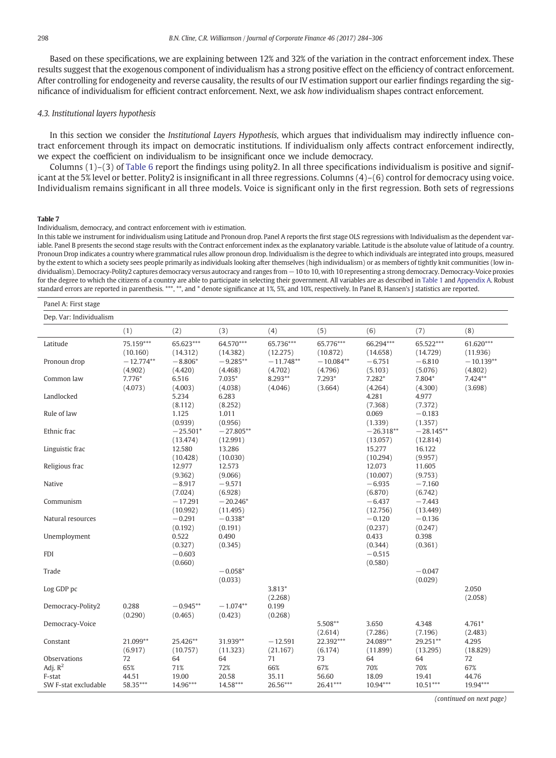Based on these specifications, we are explaining between 12% and 32% of the variation in the contract enforcement index. These results suggest that the exogenous component of individualism has a strong positive effect on the efficiency of contract enforcement. After controlling for endogeneity and reverse causality, the results of our IV estimation support our earlier findings regarding the significance of individualism for efficient contract enforcement. Next, we ask *how* individualism shapes contract enforcement.

### 4.3. Institutional layers hypothesis

In this section we consider the *Institutional Layers Hypothesis*, which argues that individualism may indirectly influence contract enforcement through its impact on democratic institutions. If individualism only affects contract enforcement indirectly, we expect the coefficient on individualism to be insignificant once we include democracy.

Columns (1)–(3) of Table 6 report the findings using polity2. In all three specifications individualism is positive and significant at the 5% level or better. Polity2 is insignificant in all three regressions. Columns (4)–(6) control for democracy using voice. Individualism remains significant in all three models. Voice is significant only in the first regression. Both sets of regressions

**Table 7**

Individualism, democracy, and contract enforcement with iv estimation.

In this table we instrument for individualism using Latitude and Pronoun drop. Panel A reports the first stage OLS regressions with Individualism as the dependent variable. Panel B presents the second stage results with the Contract enforcement index as the explanatory variable. Latitude is the absolute value of latitude of a country. Pronoun Drop indicates a country where grammatical rules allow pronoun drop. Individualism is the degree to which individuals are integrated into groups, measured by the extent to which a society sees people primarily as individuals looking after themselves (high individualism) or as members of tightly knit communities (low individualism). Democracy-Polity2 captures democracy versus autocracy and ranges from −10 to 10, with 10 representing a strong democracy. Democracy-Voice proxies for the degree to which the citizens of a country are able to participate in selecting their government. All variables are as described in Table 1 and Appendix A. Robust standard errors are reported in parenthesis. ***, **, and * denote significance at 1%, 5%, and 10%, respectively. In Panel B, Hansen's J statistics are reported.

| Panel A: First stage | | | | | | | | |
|---|---|---|---|---|---|---|---|---|
| Dep. Var: Individualism | | | | | | | | |
| | (1) | (2) | (3) | (4) | (5) | (6) | (7) | (8) |
| Latitude | 75.159*** | 65.623*** | 64.570*** | 65.736*** | 65.776*** | 66.294*** | 65.522*** | 61.620*** |
| | (10.160) | (14.312) | (14.382) | (12.275) | (10.872) | (14.658) | (14.729) | (11.936) |
| Pronoun drop | −12.774** | −8.806* | −9.285** | −11.748** | −10.084** | −6.751 | −6.810 | −10.139** |
| | (4.902) | (4.420) | (4.468) | (4.702) | (4.796) | (5.103) | (5.076) | (4.802) |
| Common law | 7.776* | 6.516 | 7.035* | 8.293** | 7.293* | 7.282* | 7.804* | 7.424** |
| | (4.073) | (4.003) | (4.038) | (4.046) | (3.664) | (4.264) | (4.300) | (3.698) |
| Landlocked | | 5.234 | 6.283 | | | 4.281 | 4.977 | |
| | | (8.112) | (8.252) | | | (7.368) | (7.372) | |
| Rule of law | | 1.125 | 1.011 | | | 0.069 | −0.183 | |
| | | (0.939) | (0.956) | | | (1.339) | (1.357) | |
| Ethnic frac | | −25.501* | −27.805** | | | −26.318** | −28.145** | |
| | | (13.474) | (12.991) | | | (13.057) | (12.814) | |
| Linguistic frac | | 12.580 | 13.286 | | | 15.277 | 16.122 | |
| | | (10.428) | (10.030) | | | (10.294) | (9.957) | |
| Religious frac | | 12.977 | 12.573 | | | 12.073 | 11.605 | |
| | | (9.362) | (9.066) | | | (10.007) | (9.753) | |
| Native | | −8.917 | −9.571 | | | −6.935 | −7.160 | |
| | | (7.024) | (6.928) | | | (6.870) | (6.742) | |
| Communism | | −17.291 | −20.246* | | | −6.437 | −7.443 | |
| | | (10.992) | (11.495) | | | (12.756) | (13.449) | |
| Natural resources | | −0.291 | −0.338* | | | −0.120 | −0.136 | |
| | | (0.192) | (0.191) | | | (0.237) | (0.247) | |
| Unemployment | | 0.522 | 0.490 | | | 0.433 | 0.398 | |
| | | (0.327) | (0.345) | | | (0.344) | (0.361) | |
| FDI | | −0.603 | | | | −0.515 | | |
| | | (0.660) | | | | (0.580) | | |
| Trade | | | −0.058* | | | | −0.047 | |
| | | | (0.033) | | | | (0.029) | |
| Log GDP pc | | | | 3.813* | | | | 2.050 |
| | | | | (2.268) | | | | (2.058) |
| Democracy-Polity2 | 0.288 | −0.945** | −1.074** | 0.199 | | | | |
| | (0.290) | (0.465) | (0.423) | (0.268) | | | | |
| Democracy-Voice | | | | | 5.508** | 3.650 | 4.348 | 4.761* |
| | | | | | (2.614) | (7.286) | (7.196) | (2.483) |
| Constant | 21.099** | 25.426** | 31.939** | −12.591 | 22.392*** | 24.089** | 29.251** | 4.295 |
| | (6.917) | (10.757) | (11.323) | (21.167) | (6.174) | (11.899) | (13.295) | (18.829) |
| Observations | 72 | 64 | 64 | 71 | 73 | 64 | 64 | 72 |
| Adj. $R^2$ | 65% | 71% | 72% | 66% | 67% | 70% | 70% | 67% |
| F-stat | 44.51 | 19.00 | 20.58 | 35.11 | 56.60 | 18.09 | 19.41 | 44.76 |
| SW F-stat excludable | 58.35*** | 14.96*** | 14.58*** | 26.56*** | 26.41*** | 10.94*** | 10.51*** | 19.94*** |

(continued on next page)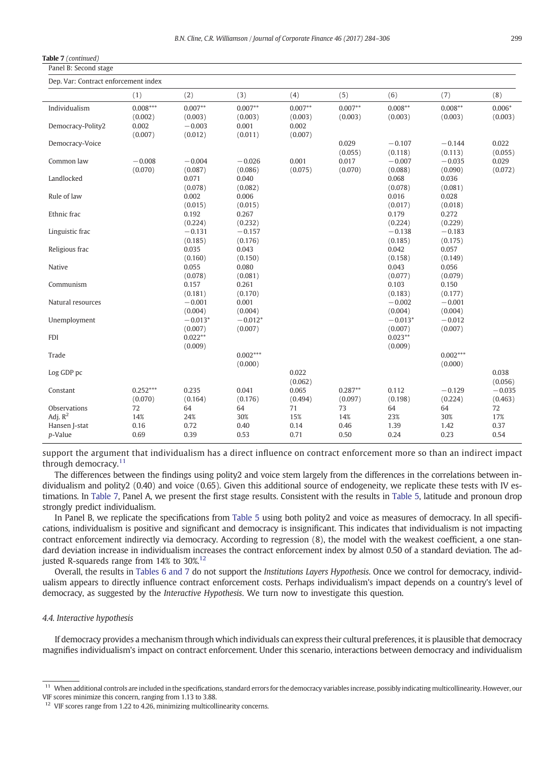**Table 7** (continued)

Panel B: Second stage

Dep. Var: Contract enforcement index

| | (1) | (2) | (3) | (4) | (5) | (6) | (7) | (8) |
|---|---|---|---|---|---|---|---|---|
| Individualism | 0.008*** | 0.007** | 0.007** | 0.007** | 0.007** | 0.008** | 0.008** | 0.006* |
| | (0.002) | (0.003) | (0.003) | (0.003) | (0.003) | (0.003) | (0.003) | (0.003) |
| Democracy-Polity2 | 0.002 | −0.003 | 0.001 | 0.002 | | | | |
| | (0.007) | (0.012) | (0.011) | (0.007) | | | | |
| Democracy-Voice | | | | | 0.029 | −0.107 | −0.144 | 0.022 |
| | | | | | (0.055) | (0.118) | (0.113) | (0.055) |
| Common law | −0.008 | −0.004 | −0.026 | 0.001 | 0.017 | −0.007 | −0.035 | 0.029 |
| | (0.070) | (0.087) | (0.086) | (0.075) | (0.070) | (0.088) | (0.090) | (0.072) |
| Landlocked | | 0.071 | 0.040 | | | 0.068 | 0.036 | |
| | | (0.078) | (0.082) | | | (0.078) | (0.081) | |
| Rule of law | | 0.002 | 0.006 | | | 0.016 | 0.028 | |
| | | (0.015) | (0.015) | | | (0.017) | (0.018) | |
| Ethnic frac | | 0.192 | 0.267 | | | 0.179 | 0.272 | |
| | | (0.224) | (0.232) | | | (0.224) | (0.229) | |
| Linguistic frac | | −0.131 | −0.157 | | | −0.138 | −0.183 | |
| | | (0.185) | (0.176) | | | (0.185) | (0.175) | |
| Religious frac | | 0.035 | 0.043 | | | 0.042 | 0.057 | |
| | | (0.160) | (0.150) | | | (0.158) | (0.149) | |
| Native | | 0.055 | 0.080 | | | 0.043 | 0.056 | |
| | | (0.078) | (0.081) | | | (0.077) | (0.079) | |
| Communism | | 0.157 | 0.261 | | | 0.103 | 0.150 | |
| | | (0.181) | (0.170) | | | (0.183) | (0.177) | |
| Natural resources | | −0.001 | 0.001 | | | −0.002 | −0.001 | |
| | | (0.004) | (0.004) | | | (0.004) | (0.004) | |
| Unemployment | | −0.013* | −0.012* | | | −0.013* | −0.012 | |
| | | (0.007) | (0.007) | | | (0.007) | (0.007) | |
| FDI | | 0.022** | | | | 0.023** | | |
| | | (0.009) | | | | (0.009) | | |
| Trade | | | 0.002*** | | | | 0.002*** | |
| | | | (0.000) | | | | (0.000) | |
| Log GDP pc | | | | 0.022 | | | | 0.038 |
| | | | | (0.062) | | | | (0.056) |
| Constant | 0.252*** | 0.235 | 0.041 | 0.065 | 0.287** | 0.112 | −0.129 | −0.035 |
| | (0.070) | (0.164) | (0.176) | (0.494) | (0.097) | (0.198) | (0.224) | (0.463) |
| Observations | 72 | 64 | 64 | 71 | 73 | 64 | 64 | 72 |
| Adj. $R^2$ | 14% | 24% | 30% | 15% | 14% | 23% | 30% | 17% |
| Hansen J-stat | 0.16 | 0.72 | 0.40 | 0.14 | 0.46 | 1.39 | 1.42 | 0.37 |
| *p*-Value | 0.69 | 0.39 | 0.53 | 0.71 | 0.50 | 0.24 | 0.23 | 0.54 |

support the argument that individualism has a direct influence on contract enforcement more so than an indirect impact through democracy.[11]

The differences between the findings using polity2 and voice stem largely from the differences in the correlations between individualism and polity2 (0.40) and voice (0.65). Given this additional source of endogeneity, we replicate these tests with IV estimations. In Table 7, Panel A, we present the first stage results. Consistent with the results in Table 5, latitude and pronoun drop strongly predict individualism.

In Panel B, we replicate the specifications from Table 5 using both polity2 and voice as measures of democracy. In all specifications, individualism is positive and significant and democracy is insignificant. This indicates that individualism is not impacting contract enforcement indirectly via democracy. According to regression (8), the model with the weakest coefficient, a one standard deviation increase in individualism increases the contract enforcement index by almost 0.50 of a standard deviation. The adjusted R-squareds range from 14% to 30%.[12]

Overall, the results in Tables 6 and 7 do not support the *Institutions Layers Hypothesis*. Once we control for democracy, individualism appears to directly influence contract enforcement costs. Perhaps individualism's impact depends on a country's level of democracy, as suggested by the *Interactive Hypothesis*. We turn now to investigate this question.

#### 4.4. Interactive hypothesis

If democracy provides a mechanism through which individuals can express their cultural preferences, it is plausible that democracy magnifies individualism's impact on contract enforcement. Under this scenario, interactions between democracy and individualism

---

[11] When additional controls are included in the specifications, standard errors for the democracy variables increase, possibly indicating multicollinearity. However, our VIF scores minimize this concern, ranging from 1.13 to 3.88.

[12] VIF scores range from 1.22 to 4.26, minimizing multicollinearity concerns.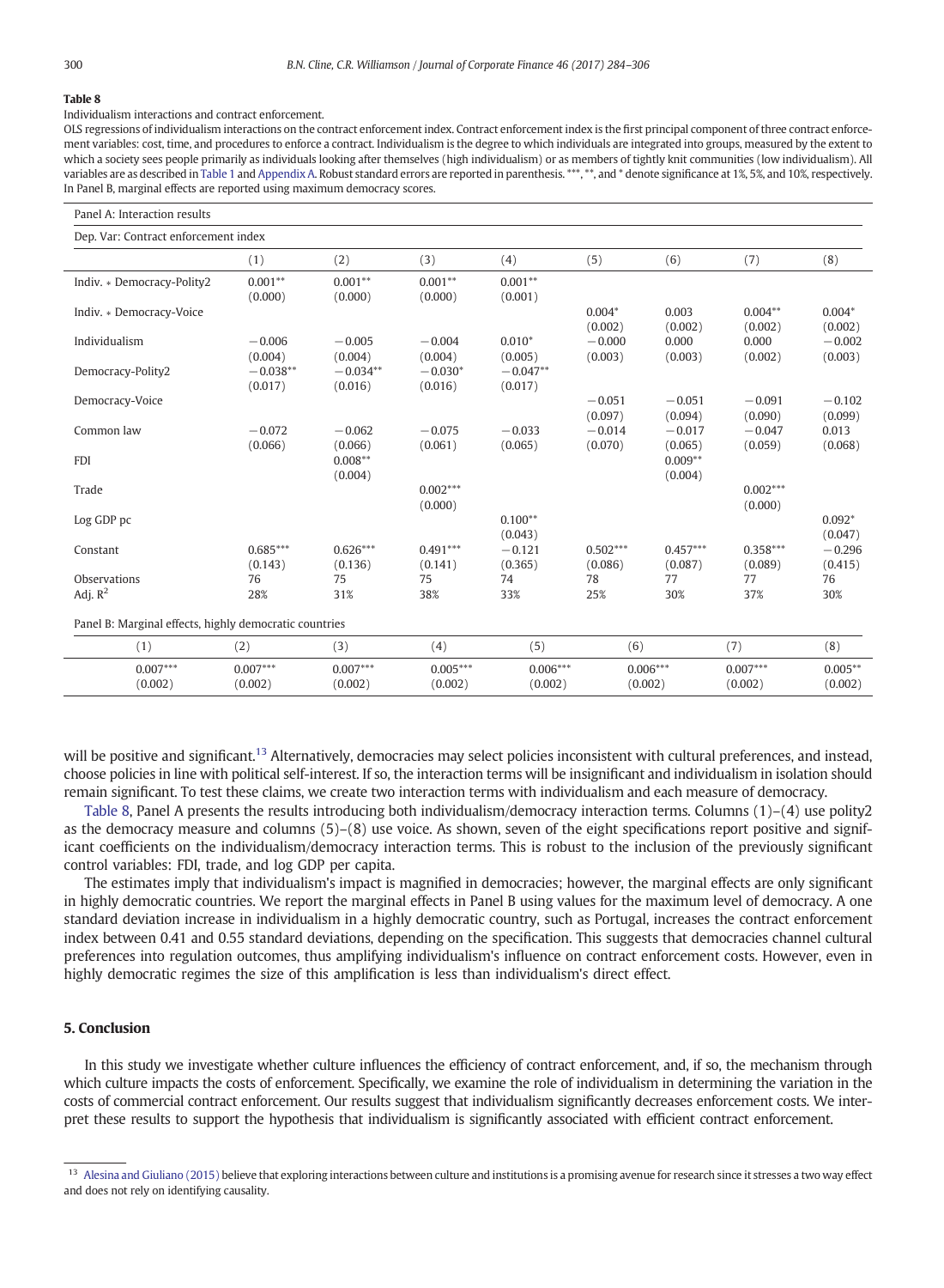**Table 8**

Individualism interactions and contract enforcement.

OLS regressions of individualism interactions on the contract enforcement index. Contract enforcement index is the first principal component of three contract enforcement variables: cost, time, and procedures to enforce a contract. Individualism is the degree to which individuals are integrated into groups, measured by the extent to which a society sees people primarily as individuals looking after themselves (high individualism) or as members of tightly knit communities (low individualism). All variables are as described in Table 1 and Appendix A. Robust standard errors are reported in parenthesis. \*\*\*, \*\*, and \* denote significance at 1%, 5%, and 10%, respectively. In Panel B, marginal effects are reported using maximum democracy scores.

| Panel A: Interaction results | | | | | | | | |
|---|---|---|---|---|---|---|---|---|
| Dep. Var: Contract enforcement index | | | | | | | | |
| | (1) | (2) | (3) | (4) | (5) | (6) | (7) | (8) |
| Indiv. * Democracy-Polity2 | 0.001\*\* | 0.001\*\* | 0.001\*\* | 0.001\*\* | | | | |
| | (0.000) | (0.000) | (0.000) | (0.001) | | | | |
| Indiv. * Democracy-Voice | | | | | 0.004\* | 0.003 | 0.004\*\* | 0.004\* |
| | | | | | (0.002) | (0.002) | (0.002) | (0.002) |
| Individualism | −0.006 | −0.005 | −0.004 | 0.010\* | −0.000 | 0.000 | 0.000 | −0.002 |
| | (0.004) | (0.004) | (0.004) | (0.005) | (0.003) | (0.003) | (0.002) | (0.003) |
| Democracy-Polity2 | −0.038\*\* | −0.034\*\* | −0.030\* | −0.047\*\* | | | | |
| | (0.017) | (0.016) | (0.016) | (0.017) | | | | |
| Democracy-Voice | | | | | −0.051 | −0.051 | −0.091 | −0.102 |
| | | | | | (0.097) | (0.094) | (0.090) | (0.099) |
| Common law | −0.072 | −0.062 | −0.075 | −0.033 | −0.014 | −0.017 | −0.047 | 0.013 |
| | (0.066) | (0.066) | (0.061) | (0.065) | (0.070) | (0.065) | (0.059) | (0.068) |
| FDI | | 0.008\*\* | | | | 0.009\*\* | | |
| | | (0.004) | | | | (0.004) | | |
| Trade | | | 0.002\*\*\* | | | | 0.002\*\*\* | |
| | | | (0.000) | | | | (0.000) | |
| Log GDP pc | | | | 0.100\*\* | | | | 0.092\* |
| | | | | (0.043) | | | | (0.047) |
| Constant | 0.685\*\*\* | 0.626\*\*\* | 0.491\*\*\* | −0.121 | 0.502\*\*\* | 0.457\*\*\* | 0.358\*\*\* | −0.296 |
| | (0.143) | (0.136) | (0.141) | (0.365) | (0.086) | (0.087) | (0.089) | (0.415) |
| Observations | 76 | 75 | 75 | 74 | 78 | 77 | 77 | 76 |
| Adj. $R^2$ | 28% | 31% | 38% | 33% | 25% | 30% | 37% | 30% |

| Panel B: Marginal effects, highly democratic countries | | | | | | | |
|---|---|---|---|---|---|---|---|
| (1) | (2) | (3) | (4) | (5) | (6) | (7) | (8) |
| 0.007\*\*\* | 0.007\*\*\* | 0.007\*\*\* | 0.005\*\*\* | 0.006\*\*\* | 0.006\*\*\* | 0.007\*\*\* | 0.005\*\* |
| (0.002) | (0.002) | (0.002) | (0.002) | (0.002) | (0.002) | (0.002) | (0.002) |

will be positive and significant.[13] Alternatively, democracies may select policies inconsistent with cultural preferences, and instead, choose policies in line with political self-interest. If so, the interaction terms will be insignificant and individualism in isolation should remain significant. To test these claims, we create two interaction terms with individualism and each measure of democracy.

Table 8, Panel A presents the results introducing both individualism/democracy interaction terms. Columns (1)–(4) use polity2 as the democracy measure and columns (5)–(8) use voice. As shown, seven of the eight specifications report positive and significant coefficients on the individualism/democracy interaction terms. This is robust to the inclusion of the previously significant control variables: FDI, trade, and log GDP per capita.

The estimates imply that individualism's impact is magnified in democracies; however, the marginal effects are only significant in highly democratic countries. We report the marginal effects in Panel B using values for the maximum level of democracy. A one standard deviation increase in individualism in a highly democratic country, such as Portugal, increases the contract enforcement index between 0.41 and 0.55 standard deviations, depending on the specification. This suggests that democracies channel cultural preferences into regulation outcomes, thus amplifying individualism's influence on contract enforcement costs. However, even in highly democratic regimes the size of this amplification is less than individualism's direct effect.

## 5. Conclusion

In this study we investigate whether culture influences the efficiency of contract enforcement, and, if so, the mechanism through which culture impacts the costs of enforcement. Specifically, we examine the role of individualism in determining the variation in the costs of commercial contract enforcement. Our results suggest that individualism significantly decreases enforcement costs. We interpret these results to support the hypothesis that individualism is significantly associated with efficient contract enforcement.

[13] Alesina and Giuliano (2015) believe that exploring interactions between culture and institutions is a promising avenue for research since it stresses a two way effect and does not rely on identifying causality.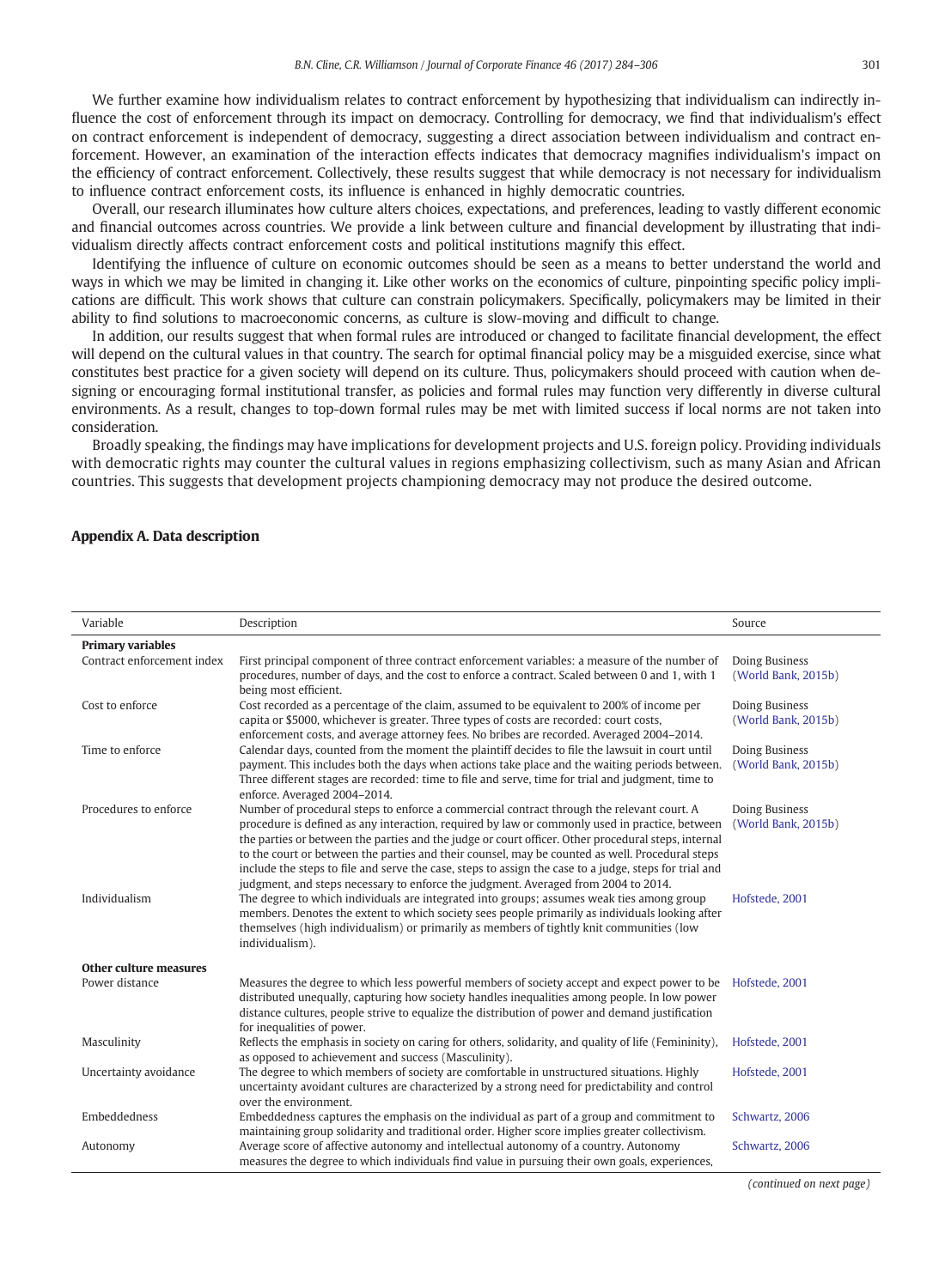We further examine how individualism relates to contract enforcement by hypothesizing that individualism can indirectly influence the cost of enforcement through its impact on democracy. Controlling for democracy, we find that individualism's effect on contract enforcement is independent of democracy, suggesting a direct association between individualism and contract enforcement. However, an examination of the interaction effects indicates that democracy magnifies individualism's impact on the efficiency of contract enforcement. Collectively, these results suggest that while democracy is not necessary for individualism to influence contract enforcement costs, its influence is enhanced in highly democratic countries.

Overall, our research illuminates how culture alters choices, expectations, and preferences, leading to vastly different economic and financial outcomes across countries. We provide a link between culture and financial development by illustrating that individualism directly affects contract enforcement costs and political institutions magnify this effect.

Identifying the influence of culture on economic outcomes should be seen as a means to better understand the world and ways in which we may be limited in changing it. Like other works on the economics of culture, pinpointing specific policy implications are difficult. This work shows that culture can constrain policymakers. Specifically, policymakers may be limited in their ability to find solutions to macroeconomic concerns, as culture is slow-moving and difficult to change.

In addition, our results suggest that when formal rules are introduced or changed to facilitate financial development, the effect will depend on the cultural values in that country. The search for optimal financial policy may be a misguided exercise, since what constitutes best practice for a given society will depend on its culture. Thus, policymakers should proceed with caution when designing or encouraging formal institutional transfer, as policies and formal rules may function very differently in diverse cultural environments. As a result, changes to top-down formal rules may be met with limited success if local norms are not taken into consideration.

Broadly speaking, the findings may have implications for development projects and U.S. foreign policy. Providing individuals with democratic rights may counter the cultural values in regions emphasizing collectivism, such as many Asian and African countries. This suggests that development projects championing democracy may not produce the desired outcome.

## Appendix A. Data description

| Variable | Description | Source |
|---|---|---|
| **Primary variables** | | |
| Contract enforcement index | First principal component of three contract enforcement variables: a measure of the number of procedures, number of days, and the cost to enforce a contract. Scaled between 0 and 1, with 1 being most efficient. | Doing Business (World Bank, 2015b) |
| Cost to enforce | Cost recorded as a percentage of the claim, assumed to be equivalent to 200% of income per capita or $5000, whichever is greater. Three types of costs are recorded: court costs, enforcement costs, and average attorney fees. No bribes are recorded. Averaged 2004–2014. | Doing Business (World Bank, 2015b) |
| Time to enforce | Calendar days, counted from the moment the plaintiff decides to file the lawsuit in court until payment. This includes both the days when actions take place and the waiting periods between. Three different stages are recorded: time to file and serve, time for trial and judgment, time to enforce. Averaged 2004–2014. | Doing Business (World Bank, 2015b) |
| Procedures to enforce | Number of procedural steps to enforce a commercial contract through the relevant court. A procedure is defined as any interaction, required by law or commonly used in practice, between the parties or between the parties and the judge or court officer. Other procedural steps, internal to the court or between the parties and their counsel, may be counted as well. Procedural steps include the steps to file and serve the case, steps to assign the case to a judge, steps for trial and judgment, and steps necessary to enforce the judgment. Averaged from 2004 to 2014. | Doing Business (World Bank, 2015b) |
| Individualism | The degree to which individuals are integrated into groups; assumes weak ties among group members. Denotes the extent to which society sees people primarily as individuals looking after themselves (high individualism) or primarily as members of tightly knit communities (low individualism). | Hofstede, 2001 |
| **Other culture measures** | | |
| Power distance | Measures the degree to which less powerful members of society accept and expect power to be distributed unequally, capturing how society handles inequalities among people. In low power distance cultures, people strive to equalize the distribution of power and demand justification for inequalities of power. | Hofstede, 2001 |
| Masculinity | Reflects the emphasis in society on caring for others, solidarity, and quality of life (Femininity), as opposed to achievement and success (Masculinity). | Hofstede, 2001 |
| Uncertainty avoidance | The degree to which members of society are comfortable in unstructured situations. Highly uncertainty avoidant cultures are characterized by a strong need for predictability and control over the environment. | Hofstede, 2001 |
| Embeddedness | Embeddedness captures the emphasis on the individual as part of a group and commitment to maintaining group solidarity and traditional order. Higher score implies greater collectivism. | Schwartz, 2006 |
| Autonomy | Average score of affective autonomy and intellectual autonomy of a country. Autonomy measures the degree to which individuals find value in pursuing their own goals, experiences, | Schwartz, 2006 |

(continued on next page)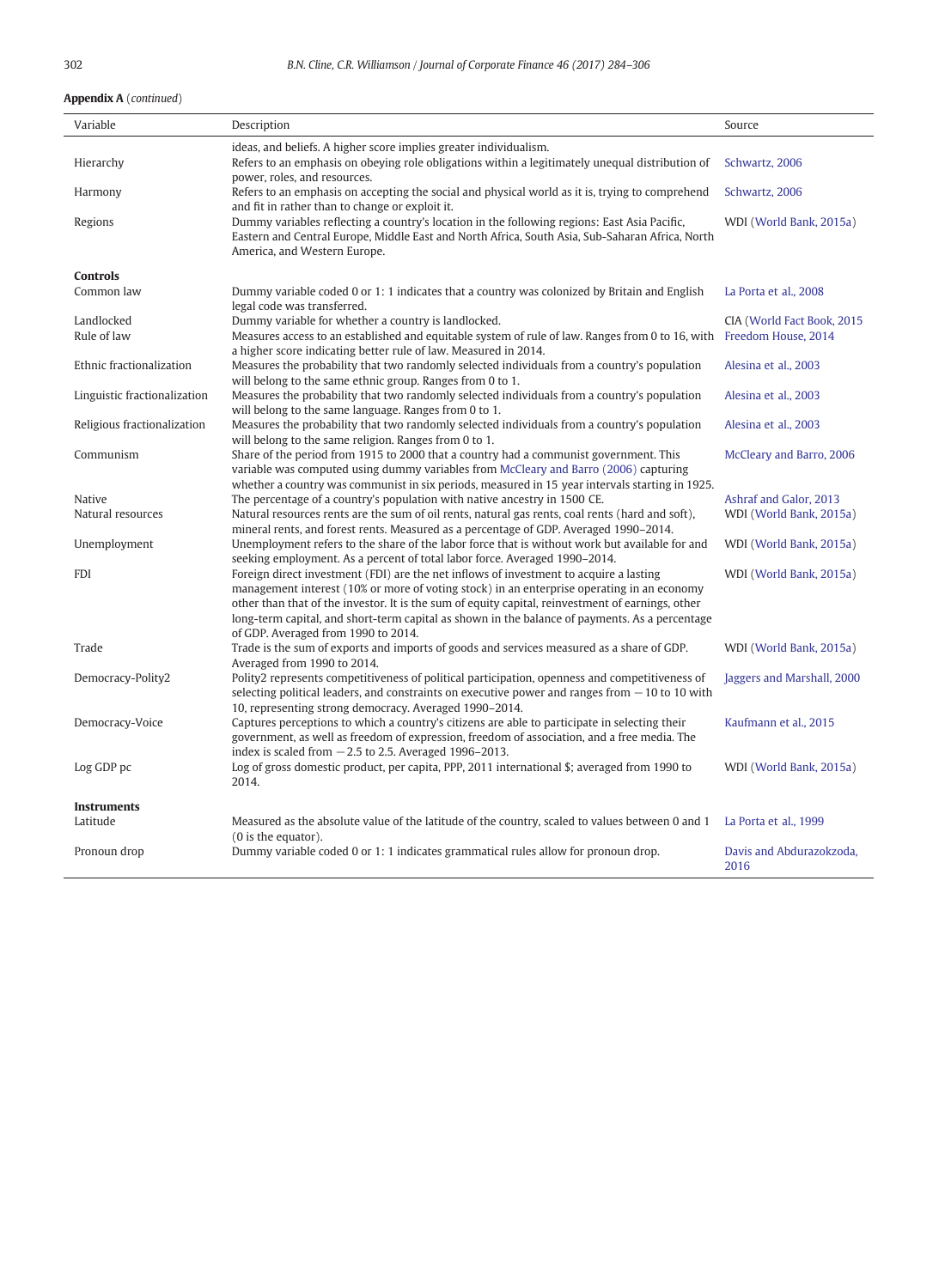**Appendix A** (*continued*)

| Variable | Description | Source |
|---|---|---|
| | ideas, and beliefs. A higher score implies greater individualism. | |
| Hierarchy | Refers to an emphasis on obeying role obligations within a legitimately unequal distribution of power, roles, and resources. | Schwartz, 2006 |
| Harmony | Refers to an emphasis on accepting the social and physical world as it is, trying to comprehend and fit in rather than to change or exploit it. | Schwartz, 2006 |
| Regions | Dummy variables reflecting a country's location in the following regions: East Asia Pacific, Eastern and Central Europe, Middle East and North Africa, South Asia, Sub-Saharan Africa, North America, and Western Europe. | WDI (World Bank, 2015a) |
| **Controls** | | |
| Common law | Dummy variable coded 0 or 1: 1 indicates that a country was colonized by Britain and English legal code was transferred. | La Porta et al., 2008 |
| Landlocked | Dummy variable for whether a country is landlocked. | CIA (World Fact Book, 2015 |
| Rule of law | Measures access to an established and equitable system of rule of law. Ranges from 0 to 16, with a higher score indicating better rule of law. Measured in 2014. | Freedom House, 2014 |
| Ethnic fractionalization | Measures the probability that two randomly selected individuals from a country's population will belong to the same ethnic group. Ranges from 0 to 1. | Alesina et al., 2003 |
| Linguistic fractionalization | Measures the probability that two randomly selected individuals from a country's population will belong to the same language. Ranges from 0 to 1. | Alesina et al., 2003 |
| Religious fractionalization | Measures the probability that two randomly selected individuals from a country's population will belong to the same religion. Ranges from 0 to 1. | Alesina et al., 2003 |
| Communism | Share of the period from 1915 to 2000 that a country had a communist government. This variable was computed using dummy variables from McCleary and Barro (2006) capturing whether a country was communist in six periods, measured in 15 year intervals starting in 1925. | McCleary and Barro, 2006 |
| Native | The percentage of a country's population with native ancestry in 1500 CE. | Ashraf and Galor, 2013 |
| Natural resources | Natural resources rents are the sum of oil rents, natural gas rents, coal rents (hard and soft), mineral rents, and forest rents. Measured as a percentage of GDP. Averaged 1990–2014. | WDI (World Bank, 2015a) |
| Unemployment | Unemployment refers to the share of the labor force that is without work but available for and seeking employment. As a percent of total labor force. Averaged 1990–2014. | WDI (World Bank, 2015a) |
| FDI | Foreign direct investment (FDI) are the net inflows of investment to acquire a lasting management interest (10% or more of voting stock) in an enterprise operating in an economy other than that of the investor. It is the sum of equity capital, reinvestment of earnings, other long-term capital, and short-term capital as shown in the balance of payments. As a percentage of GDP. Averaged from 1990 to 2014. | WDI (World Bank, 2015a) |
| Trade | Trade is the sum of exports and imports of goods and services measured as a share of GDP. Averaged from 1990 to 2014. | WDI (World Bank, 2015a) |
| Democracy-Polity2 | Polity2 represents competitiveness of political participation, openness and competitiveness of selecting political leaders, and constraints on executive power and ranges from −10 to 10 with 10, representing strong democracy. Averaged 1990–2014. | Jaggers and Marshall, 2000 |
| Democracy-Voice | Captures perceptions to which a country's citizens are able to participate in selecting their government, as well as freedom of expression, freedom of association, and a free media. The index is scaled from −2.5 to 2.5. Averaged 1996–2013. | Kaufmann et al., 2015 |
| Log GDP pc | Log of gross domestic product, per capita, PPP, 2011 international $; averaged from 1990 to 2014. | WDI (World Bank, 2015a) |
| **Instruments** | | |
| Latitude | Measured as the absolute value of the latitude of the country, scaled to values between 0 and 1 (0 is the equator). | La Porta et al., 1999 |
| Pronoun drop | Dummy variable coded 0 or 1: 1 indicates grammatical rules allow for pronoun drop. | Davis and Abdurazokzoda, 2016 |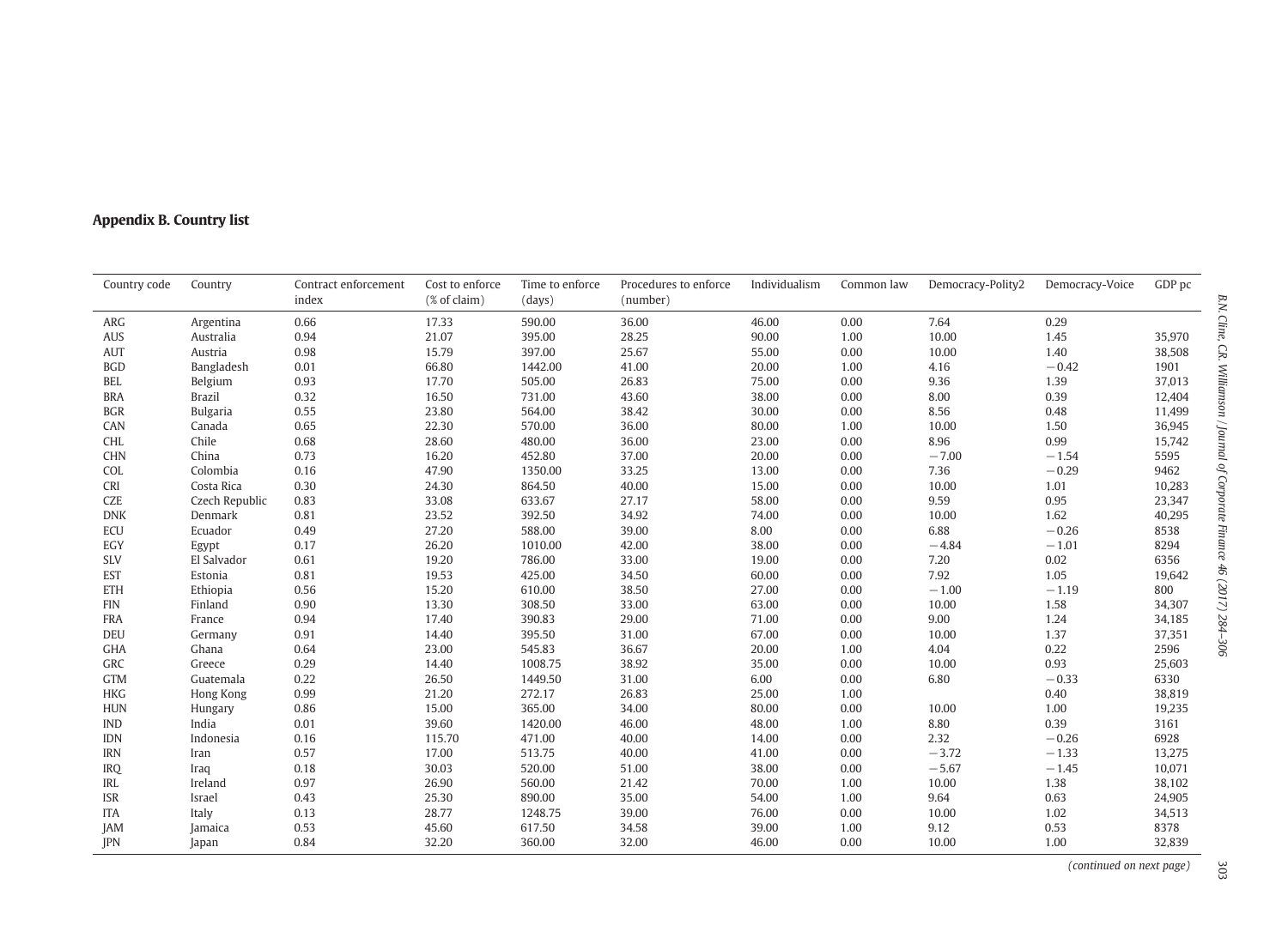## Appendix B. Country list

| Country code | Country | Contract enforcement index | Cost to enforce (% of claim) | Time to enforce (days) | Procedures to enforce (number) | Individualism | Common law | Democracy-Polity2 | Democracy-Voice | GDP pc |
|---|---|---|---|---|---|---|---|---|---|---|
| ARG | Argentina | 0.66 | 17.33 | 590.00 | 36.00 | 46.00 | 0.00 | 7.64 | 0.29 | |
| AUS | Australia | 0.94 | 21.07 | 395.00 | 28.25 | 90.00 | 1.00 | 10.00 | 1.45 | 35,970 |
| AUT | Austria | 0.98 | 15.79 | 397.00 | 25.67 | 55.00 | 0.00 | 10.00 | 1.40 | 38,508 |
| BGD | Bangladesh | 0.01 | 66.80 | 1442.00 | 41.00 | 20.00 | 1.00 | 4.16 | −0.42 | 1901 |
| BEL | Belgium | 0.93 | 17.70 | 505.00 | 26.83 | 75.00 | 0.00 | 9.36 | 1.39 | 37,013 |
| BRA | Brazil | 0.32 | 16.50 | 731.00 | 43.60 | 38.00 | 0.00 | 8.00 | 0.39 | 12,404 |
| BGR | Bulgaria | 0.55 | 23.80 | 564.00 | 38.42 | 30.00 | 0.00 | 8.56 | 0.48 | 11,499 |
| CAN | Canada | 0.65 | 22.30 | 570.00 | 36.00 | 80.00 | 1.00 | 10.00 | 1.50 | 36,945 |
| CHL | Chile | 0.68 | 28.60 | 480.00 | 36.00 | 23.00 | 0.00 | 8.96 | 0.99 | 15,742 |
| CHN | China | 0.73 | 16.20 | 452.80 | 37.00 | 20.00 | 0.00 | −7.00 | −1.54 | 5595 |
| COL | Colombia | 0.16 | 47.90 | 1350.00 | 33.25 | 13.00 | 0.00 | 7.36 | −0.29 | 9462 |
| CRI | Costa Rica | 0.30 | 24.30 | 864.50 | 40.00 | 15.00 | 0.00 | 10.00 | 1.01 | 10,283 |
| CZE | Czech Republic | 0.83 | 33.08 | 633.67 | 27.17 | 58.00 | 0.00 | 9.59 | 0.95 | 23,347 |
| DNK | Denmark | 0.81 | 23.52 | 392.50 | 34.92 | 74.00 | 0.00 | 10.00 | 1.62 | 40,295 |
| ECU | Ecuador | 0.49 | 27.20 | 588.00 | 39.00 | 8.00 | 0.00 | 6.88 | −0.26 | 8538 |
| EGY | Egypt | 0.17 | 26.20 | 1010.00 | 42.00 | 38.00 | 0.00 | −4.84 | −1.01 | 8294 |
| SLV | El Salvador | 0.61 | 19.20 | 786.00 | 33.00 | 19.00 | 0.00 | 7.20 | 0.02 | 6356 |
| EST | Estonia | 0.81 | 19.53 | 425.00 | 34.50 | 60.00 | 0.00 | 7.92 | 1.05 | 19,642 |
| ETH | Ethiopia | 0.56 | 15.20 | 610.00 | 38.50 | 27.00 | 0.00 | −1.00 | −1.19 | 800 |
| FIN | Finland | 0.90 | 13.30 | 308.50 | 33.00 | 63.00 | 0.00 | 10.00 | 1.58 | 34,307 |
| FRA | France | 0.94 | 17.40 | 390.83 | 29.00 | 71.00 | 0.00 | 9.00 | 1.24 | 34,185 |
| DEU | Germany | 0.91 | 14.40 | 395.50 | 31.00 | 67.00 | 0.00 | 10.00 | 1.37 | 37,351 |
| GHA | Ghana | 0.64 | 23.00 | 545.83 | 36.67 | 20.00 | 1.00 | 4.04 | 0.22 | 2596 |
| GRC | Greece | 0.29 | 14.40 | 1008.75 | 38.92 | 35.00 | 0.00 | 10.00 | 0.93 | 25,603 |
| GTM | Guatemala | 0.22 | 26.50 | 1449.50 | 31.00 | 6.00 | 0.00 | 6.80 | −0.33 | 6330 |
| HKG | Hong Kong | 0.99 | 21.20 | 272.17 | 26.83 | 25.00 | 1.00 | | 0.40 | 38,819 |
| HUN | Hungary | 0.86 | 15.00 | 365.00 | 34.00 | 80.00 | 0.00 | 10.00 | 1.00 | 19,235 |
| IND | India | 0.01 | 39.60 | 1420.00 | 46.00 | 48.00 | 1.00 | 8.80 | 0.39 | 3161 |
| IDN | Indonesia | 0.16 | 115.70 | 471.00 | 40.00 | 14.00 | 0.00 | 2.32 | −0.26 | 6928 |
| IRN | Iran | 0.57 | 17.00 | 513.75 | 40.00 | 41.00 | 0.00 | −3.72 | −1.33 | 13,275 |
| IRQ | Iraq | 0.18 | 30.03 | 520.00 | 51.00 | 38.00 | 0.00 | −5.67 | −1.45 | 10,071 |
| IRL | Ireland | 0.97 | 26.90 | 560.00 | 21.42 | 70.00 | 1.00 | 10.00 | 1.38 | 38,102 |
| ISR | Israel | 0.43 | 25.30 | 890.00 | 35.00 | 54.00 | 1.00 | 9.64 | 0.63 | 24,905 |
| ITA | Italy | 0.13 | 28.77 | 1248.75 | 39.00 | 76.00 | 0.00 | 10.00 | 1.02 | 34,513 |
| JAM | Jamaica | 0.53 | 45.60 | 617.50 | 34.58 | 39.00 | 1.00 | 9.12 | 0.53 | 8378 |
| JPN | Japan | 0.84 | 32.20 | 360.00 | 32.00 | 46.00 | 0.00 | 10.00 | 1.00 | 32,839 |

*(continued on next page)*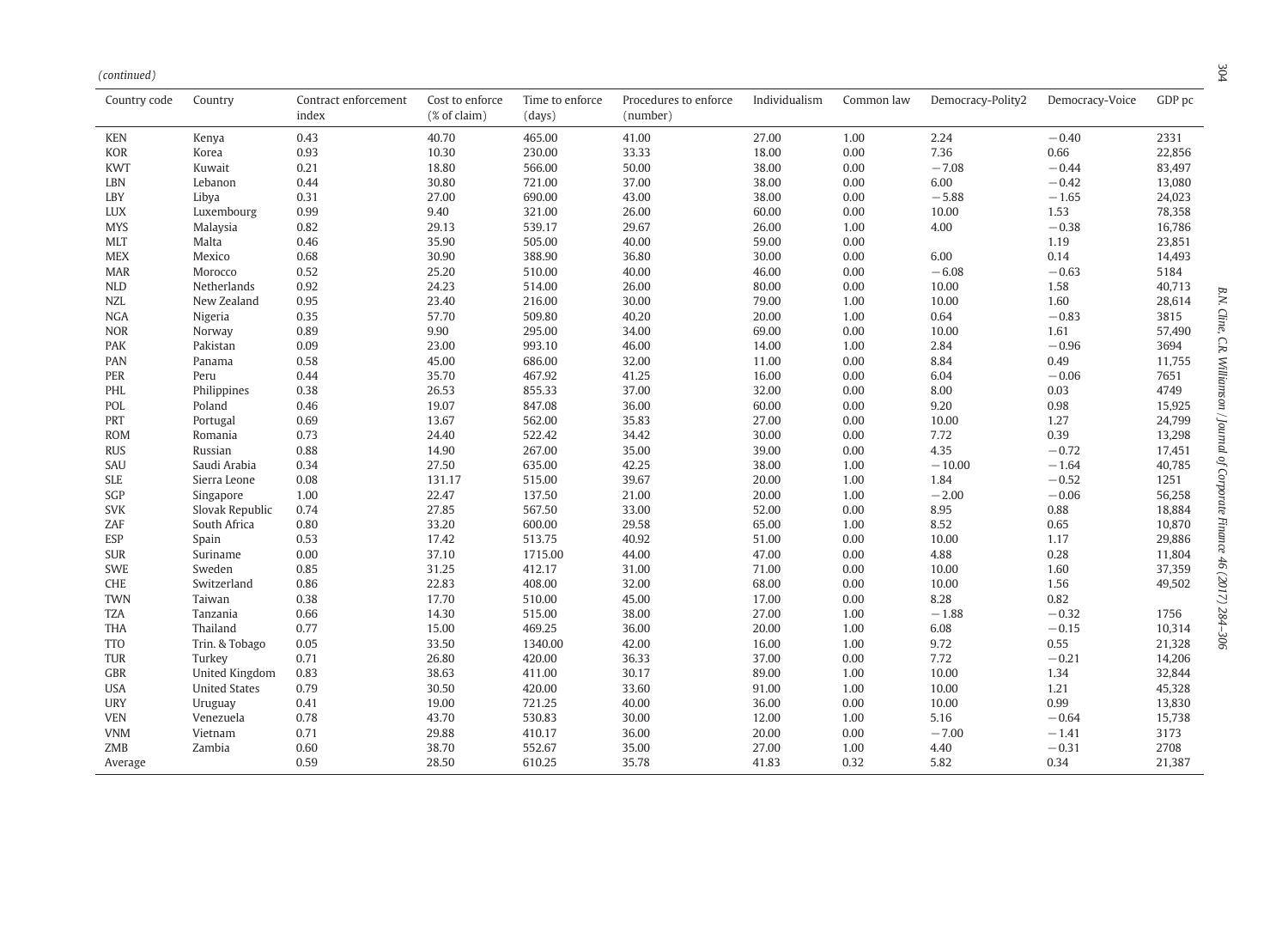*(continued)*

| Country code | Country | Contract enforcement index | Cost to enforce (% of claim) | Time to enforce (days) | Procedures to enforce (number) | Individualism | Common law | Democracy-Polity2 | Democracy-Voice | GDP pc |
|---|---|---|---|---|---|---|---|---|---|---|
| KEN | Kenya | 0.43 | 40.70 | 465.00 | 41.00 | 27.00 | 1.00 | 2.24 | −0.40 | 2331 |
| KOR | Korea | 0.93 | 10.30 | 230.00 | 33.33 | 18.00 | 0.00 | 7.36 | 0.66 | 22,856 |
| KWT | Kuwait | 0.21 | 18.80 | 566.00 | 50.00 | 38.00 | 0.00 | −7.08 | −0.44 | 83,497 |
| LBN | Lebanon | 0.44 | 30.80 | 721.00 | 37.00 | 38.00 | 0.00 | 6.00 | −0.42 | 13,080 |
| LBY | Libya | 0.31 | 27.00 | 690.00 | 43.00 | 38.00 | 0.00 | −5.88 | −1.65 | 24,023 |
| LUX | Luxembourg | 0.99 | 9.40 | 321.00 | 26.00 | 60.00 | 0.00 | 10.00 | 1.53 | 78,358 |
| MYS | Malaysia | 0.82 | 29.13 | 539.17 | 29.67 | 26.00 | 1.00 | 4.00 | −0.38 | 16,786 |
| MLT | Malta | 0.46 | 35.90 | 505.00 | 40.00 | 59.00 | 0.00 |  | 1.19 | 23,851 |
| MEX | Mexico | 0.68 | 30.90 | 388.90 | 36.80 | 30.00 | 0.00 | 6.00 | 0.14 | 14,493 |
| MAR | Morocco | 0.52 | 25.20 | 510.00 | 40.00 | 46.00 | 0.00 | −6.08 | −0.63 | 5184 |
| NLD | Netherlands | 0.92 | 24.23 | 514.00 | 26.00 | 80.00 | 0.00 | 10.00 | 1.58 | 40,713 |
| NZL | New Zealand | 0.95 | 23.40 | 216.00 | 30.00 | 79.00 | 1.00 | 10.00 | 1.60 | 28,614 |
| NGA | Nigeria | 0.35 | 57.70 | 509.80 | 40.20 | 20.00 | 1.00 | 0.64 | −0.83 | 3815 |
| NOR | Norway | 0.89 | 9.90 | 295.00 | 34.00 | 69.00 | 0.00 | 10.00 | 1.61 | 57,490 |
| PAK | Pakistan | 0.09 | 23.00 | 993.10 | 46.00 | 14.00 | 1.00 | 2.84 | −0.96 | 3694 |
| PAN | Panama | 0.58 | 45.00 | 686.00 | 32.00 | 11.00 | 0.00 | 8.84 | 0.49 | 11,755 |
| PER | Peru | 0.44 | 35.70 | 467.92 | 41.25 | 16.00 | 0.00 | 6.04 | −0.06 | 7651 |
| PHL | Philippines | 0.38 | 26.53 | 855.33 | 37.00 | 32.00 | 0.00 | 8.00 | 0.03 | 4749 |
| POL | Poland | 0.46 | 19.07 | 847.08 | 36.00 | 60.00 | 0.00 | 9.20 | 0.98 | 15,925 |
| PRT | Portugal | 0.69 | 13.67 | 562.00 | 35.83 | 27.00 | 0.00 | 10.00 | 1.27 | 24,799 |
| ROM | Romania | 0.73 | 24.40 | 522.42 | 34.42 | 30.00 | 0.00 | 7.72 | 0.39 | 13,298 |
| RUS | Russian | 0.88 | 14.90 | 267.00 | 35.00 | 39.00 | 0.00 | 4.35 | −0.72 | 17,451 |
| SAU | Saudi Arabia | 0.34 | 27.50 | 635.00 | 42.25 | 38.00 | 1.00 | −10.00 | −1.64 | 40,785 |
| SLE | Sierra Leone | 0.08 | 131.17 | 515.00 | 39.67 | 20.00 | 1.00 | 1.84 | −0.52 | 1251 |
| SGP | Singapore | 1.00 | 22.47 | 137.50 | 21.00 | 20.00 | 1.00 | −2.00 | −0.06 | 56,258 |
| SVK | Slovak Republic | 0.74 | 27.85 | 567.50 | 33.00 | 52.00 | 0.00 | 8.95 | 0.88 | 18,884 |
| ZAF | South Africa | 0.80 | 33.20 | 600.00 | 29.58 | 65.00 | 1.00 | 8.52 | 0.65 | 10,870 |
| ESP | Spain | 0.53 | 17.42 | 513.75 | 40.92 | 51.00 | 0.00 | 10.00 | 1.17 | 29,886 |
| SUR | Suriname | 0.00 | 37.10 | 1715.00 | 44.00 | 47.00 | 0.00 | 4.88 | 0.28 | 11,804 |
| SWE | Sweden | 0.85 | 31.25 | 412.17 | 31.00 | 71.00 | 0.00 | 10.00 | 1.60 | 37,359 |
| CHE | Switzerland | 0.86 | 22.83 | 408.00 | 32.00 | 68.00 | 0.00 | 10.00 | 1.56 | 49,502 |
| TWN | Taiwan | 0.38 | 17.70 | 510.00 | 45.00 | 17.00 | 0.00 | 8.28 | 0.82 |  |
| TZA | Tanzania | 0.66 | 14.30 | 515.00 | 38.00 | 27.00 | 1.00 | −1.88 | −0.32 | 1756 |
| THA | Thailand | 0.77 | 15.00 | 469.25 | 36.00 | 20.00 | 1.00 | 6.08 | −0.15 | 10,314 |
| TTO | Trin. & Tobago | 0.05 | 33.50 | 1340.00 | 42.00 | 16.00 | 1.00 | 9.72 | 0.55 | 21,328 |
| TUR | Turkey | 0.71 | 26.80 | 420.00 | 36.33 | 37.00 | 0.00 | 7.72 | −0.21 | 14,206 |
| GBR | United Kingdom | 0.83 | 38.63 | 411.00 | 30.17 | 89.00 | 1.00 | 10.00 | 1.34 | 32,844 |
| USA | United States | 0.79 | 30.50 | 420.00 | 33.60 | 91.00 | 1.00 | 10.00 | 1.21 | 45,328 |
| URY | Uruguay | 0.41 | 19.00 | 721.25 | 40.00 | 36.00 | 0.00 | 10.00 | 0.99 | 13,830 |
| VEN | Venezuela | 0.78 | 43.70 | 530.83 | 30.00 | 12.00 | 1.00 | 5.16 | −0.64 | 15,738 |
| VNM | Vietnam | 0.71 | 29.88 | 410.17 | 36.00 | 20.00 | 0.00 | −7.00 | −1.41 | 3173 |
| ZMB | Zambia | 0.60 | 38.70 | 552.67 | 35.00 | 27.00 | 1.00 | 4.40 | −0.31 | 2708 |
| Average |  | 0.59 | 28.50 | 610.25 | 35.78 | 41.83 | 0.32 | 5.82 | 0.34 | 21,387 |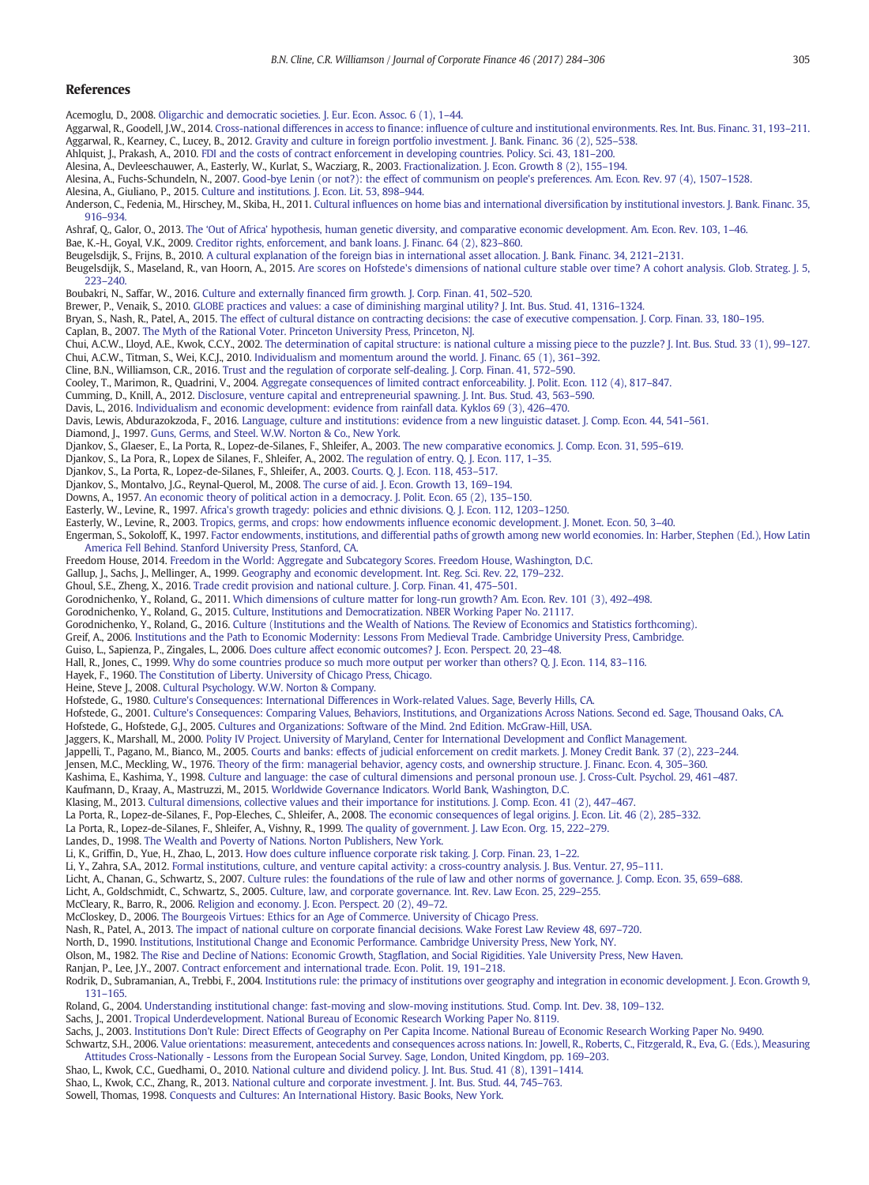## References

Acemoglu, D., 2008. Oligarchic and democratic societies. J. Eur. Econ. Assoc. 6 (1), 1–44.

Aggarwal, R., Goodell, J.W., 2014. Cross-national differences in access to finance: influence of culture and institutional environments. Res. Int. Bus. Financ. 31, 193–211.

Aggarwal, R., Kearney, C., Lucey, B., 2012. Gravity and culture in foreign portfolio investment. J. Bank. Financ. 36 (2), 525–538.

Ahlquist, J., Prakash, A., 2010. FDI and the costs of contract enforcement in developing countries. Policy. Sci. 43, 181–200.

Alesina, A., Devleeschauwer, A., Easterly, W., Kurlat, S., Wacziarg, R., 2003. Fractionalization. J. Econ. Growth 8 (2), 155–194.

Alesina, A., Fuchs-Schundeln, N., 2007. Good-bye Lenin (or not?): the effect of communism on people's preferences. Am. Econ. Rev. 97 (4), 1507–1528.

Alesina, A., Giuliano, P., 2015. Culture and institutions. J. Econ. Lit. 53, 898–944.

Anderson, C., Fedenia, M., Hirschey, M., Skiba, H., 2011. Cultural influences on home bias and international diversification by institutional investors. J. Bank. Financ. 35, 916–934.

Ashraf, Q., Galor, O., 2013. The 'Out of Africa' hypothesis, human genetic diversity, and comparative economic development. Am. Econ. Rev. 103, 1–46.

Bae, K.-H., Goyal, V.K., 2009. Creditor rights, enforcement, and bank loans. J. Financ. 64 (2), 823–860.

Beugelsdijk, S., Frijns, B., 2010. A cultural explanation of the foreign bias in international asset allocation. J. Bank. Financ. 34, 2121–2131.

Beugelsdijk, S., Maseland, R., van Hoorn, A., 2015. Are scores on Hofstede's dimensions of national culture stable over time? A cohort analysis. Glob. Strateg. J. 5, 223–240.

Boubakri, N., Saffar, W., 2016. Culture and externally financed firm growth. J. Corp. Finan. 41, 502–520.

Brewer, P., Venaik, S., 2010. GLOBE practices and values: a case of diminishing marginal utility? J. Int. Bus. Stud. 41, 1316–1324.

Bryan, S., Nash, R., Patel, A., 2015. The effect of cultural distance on contracting decisions: the case of executive compensation. J. Corp. Finan. 33, 180–195.

Caplan, B., 2007. The Myth of the Rational Voter. Princeton University Press, Princeton, NJ.

Chui, A.C.W., Lloyd, A.E., Kwok, C.C.Y., 2002. The determination of capital structure: is national culture a missing piece to the puzzle? J. Int. Bus. Stud. 33 (1), 99–127.

Chui, A.C.W., Titman, S., Wei, K.C.J., 2010. Individualism and momentum around the world. J. Financ. 65 (1), 361–392.

Cline, B.N., Williamson, C.R., 2016. Trust and the regulation of corporate self-dealing. J. Corp. Finan. 41, 572–590.

Cooley, T., Marimon, R., Quadrini, V., 2004. Aggregate consequences of limited contract enforceability. J. Polit. Econ. 112 (4), 817–847.

Cumming, D., Knill, A., 2012. Disclosure, venture capital and entrepreneurial spawning. J. Int. Bus. Stud. 43, 563–590.

Davis, L., 2016. Individualism and economic development: evidence from rainfall data. Kyklos 69 (3), 426–470.

Davis, Lewis, Abdurazokzoda, F., 2016. Language, culture and institutions: evidence from a new linguistic dataset. J. Comp. Econ. 44, 541–561.

Diamond, J., 1997. Guns, Germs, and Steel. W.W. Norton & Co., New York.

Djankov, S., Glaeser, E., La Porta, R., Lopez-de-Silanes, F., Shleifer, A., 2003. The new comparative economics. J. Comp. Econ. 31, 595–619.

Djankov, S., La Pora, R., Lopez de Silanes, F., Shleifer, A., 2002. The regulation of entry. Q. J. Econ. 117, 1–35.

Djankov, S., La Porta, R., Lopez-de-Silanes, F., Shleifer, A., 2003. Courts. Q. J. Econ. 118, 453–517.

Djankov, S., Montalvo, J.G., Reynal-Querol, M., 2008. The curse of aid. J. Econ. Growth 13, 169–194.

Downs, A., 1957. An economic theory of political action in a democracy. J. Polit. Econ. 65 (2), 135–150.

Easterly, W., Levine, R., 1997. Africa's growth tragedy: policies and ethnic divisions. Q. J. Econ. 112, 1203–1250.

Easterly, W., Levine, R., 2003. Tropics, germs, and crops: how endowments influence economic development. J. Monet. Econ. 50, 3–40.

Engerman, S., Sokoloff, K., 1997. Factor endowments, institutions, and differential paths of growth among new world economies. In: Harber, Stephen (Ed.), How Latin America Fell Behind. Stanford University Press, Stanford, CA.

Freedom House, 2014. Freedom in the World: Aggregate and Subcategory Scores. Freedom House, Washington, D.C.

Gallup, J., Sachs, J., Mellinger, A., 1999. Geography and economic development. Int. Reg. Sci. Rev. 22, 179–232.

Ghoul, S.E., Zheng, X., 2016. Trade credit provision and national culture. J. Corp. Finan. 41, 475–501.

Gorodnichenko, Y., Roland, G., 2011. Which dimensions of culture matter for long-run growth? Am. Econ. Rev. 101 (3), 492–498.

Gorodnichenko, Y., Roland, G., 2015. Culture, Institutions and Democratization. NBER Working Paper No. 21117.

Gorodnichenko, Y., Roland, G., 2016. Culture (Institutions and the Wealth of Nations. The Review of Economics and Statistics forthcoming).

Greif, A., 2006. Institutions and the Path to Economic Modernity: Lessons From Medieval Trade. Cambridge University Press, Cambridge.

Guiso, L., Sapienza, P., Zingales, L., 2006. Does culture affect economic outcomes? J. Econ. Perspect. 20, 23–48.

Hall, R., Jones, C., 1999. Why do some countries produce so much more output per worker than others? Q. J. Econ. 114, 83–116.

Hayek, F., 1960. The Constitution of Liberty. University of Chicago Press, Chicago.

Heine, Steve J., 2008. Cultural Psychology. W.W. Norton & Company.

Hofstede, G., 1980. Culture's Consequences: International Differences in Work-related Values. Sage, Beverly Hills, CA.

Hofstede, G., 2001. Culture's Consequences: Comparing Values, Behaviors, Institutions, and Organizations Across Nations. Second ed. Sage, Thousand Oaks, CA.

Hofstede, G., Hofstede, G.J., 2005. Cultures and Organizations: Software of the Mind. 2nd Edition. McGraw-Hill, USA.

Jaggers, K., Marshall, M., 2000. Polity IV Project. University of Maryland, Center for International Development and Conflict Management.

Jappelli, T., Pagano, M., Bianco, M., 2005. Courts and banks: effects of judicial enforcement on credit markets. J. Money Credit Bank. 37 (2), 223–244.

Jensen, M.C., Meckling, W., 1976. Theory of the firm: managerial behavior, agency costs, and ownership structure. J. Financ. Econ. 4, 305–360.

Kashima, E., Kashima, Y., 1998. Culture and language: the case of cultural dimensions and personal pronoun use. J. Cross-Cult. Psychol. 29, 461–487.

Kaufmann, D., Kraay, A., Mastruzzi, M., 2015. Worldwide Governance Indicators. World Bank, Washington, D.C.

Klasing, M., 2013. Cultural dimensions, collective values and their importance for institutions. J. Comp. Econ. 41 (2), 447–467.

La Porta, R., Lopez-de-Silanes, F., Pop-Eleches, C., Shleifer, A., 2008. The economic consequences of legal origins. J. Econ. Lit. 46 (2), 285–332.

La Porta, R., Lopez-de-Silanes, F., Shleifer, A., Vishny, R., 1999. The quality of government. J. Law Econ. Org. 15, 222–279.

Landes, D., 1998. The Wealth and Poverty of Nations. Norton Publishers, New York.

Li, K., Griffin, D., Yue, H., Zhao, L., 2013. How does culture influence corporate risk taking. J. Corp. Finan. 23, 1–22.

Li, Y., Zahra, S.A., 2012. Formal institutions, culture, and venture capital activity: a cross-country analysis. J. Bus. Ventur. 27, 95–111.

Licht, A., Chanan, G., Schwartz, S., 2007. Culture rules: the foundations of the rule of law and other norms of governance. J. Comp. Econ. 35, 659–688.

Licht, A., Goldschmidt, C., Schwartz, S., 2005. Culture, law, and corporate governance. Int. Rev. Law Econ. 25, 229–255.

McCleary, R., Barro, R., 2006. Religion and economy. J. Econ. Perspect. 20 (2), 49–72.

McCloskey, D., 2006. The Bourgeois Virtues: Ethics for an Age of Commerce. University of Chicago Press.

Nash, R., Patel, A., 2013. The impact of national culture on corporate financial decisions. Wake Forest Law Review 48, 697–720.

North, D., 1990. Institutions, Institutional Change and Economic Performance. Cambridge University Press, New York, NY.

Olson, M., 1982. The Rise and Decline of Nations: Economic Growth, Stagflation, and Social Rigidities. Yale University Press, New Haven.

Ranjan, P., Lee, J.Y., 2007. Contract enforcement and international trade. Econ. Polit. 19, 191–218.

Rodrik, D., Subramanian, A., Trebbi, F., 2004. Institutions rule: the primacy of institutions over geography and integration in economic development. J. Econ. Growth 9, 131–165.

Roland, G., 2004. Understanding institutional change: fast-moving and slow-moving institutions. Stud. Comp. Int. Dev. 38, 109–132.

Sachs, J., 2001. Tropical Underdevelopment. National Bureau of Economic Research Working Paper No. 8119.

Sachs, J., 2003. Institutions Don't Rule: Direct Effects of Geography on Per Capita Income. National Bureau of Economic Research Working Paper No. 9490.

Schwartz, S.H., 2006. Value orientations: measurement, antecedents and consequences across nations. In: Jowell, R., Roberts, C., Fitzgerald, R., Eva, G. (Eds.), Measuring Attitudes Cross-Nationally - Lessons from the European Social Survey. Sage, London, United Kingdom, pp. 169–203.

Shao, L., Kwok, C.C., Guedhami, O., 2010. National culture and dividend policy. J. Int. Bus. Stud. 41 (8), 1391–1414.

Shao, L., Kwok, C.C., Zhang, R., 2013. National culture and corporate investment. J. Int. Bus. Stud. 44, 745–763.

Sowell, Thomas, 1998. Conquests and Cultures: An International History. Basic Books, New York.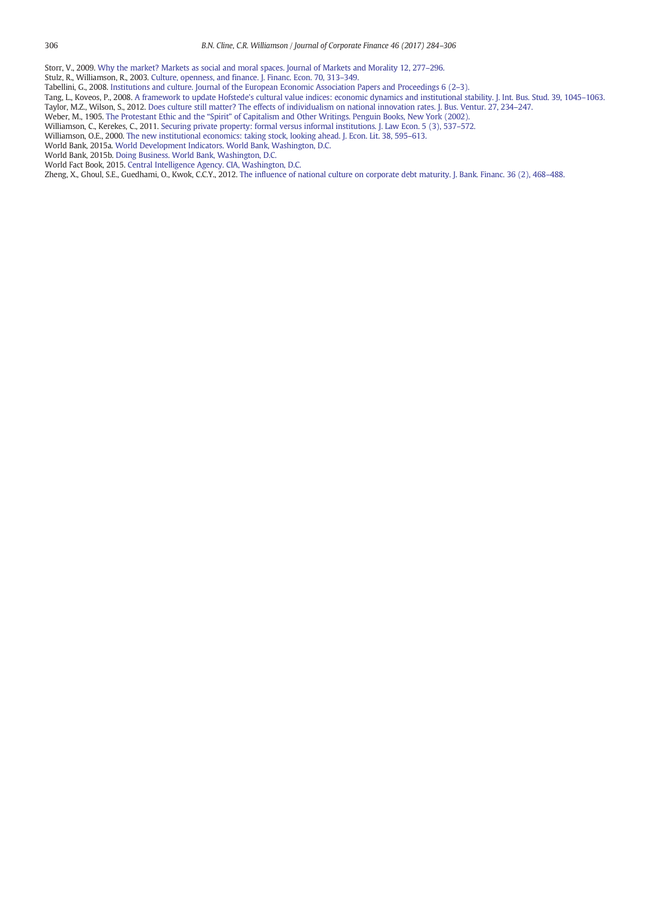Storr, V., 2009. Why the market? Markets as social and moral spaces. Journal of Markets and Morality 12, 277–296.

Stulz, R., Williamson, R., 2003. Culture, openness, and finance. J. Financ. Econ. 70, 313–349.

Tabellini, G., 2008. Institutions and culture. Journal of the European Economic Association Papers and Proceedings 6 (2–3).

Tang, L., Koveos, P., 2008. A framework to update Hofstede's cultural value indices: economic dynamics and institutional stability. J. Int. Bus. Stud. 39, 1045–1063.

Taylor, M.Z., Wilson, S., 2012. Does culture still matter? The effects of individualism on national innovation rates. J. Bus. Ventur. 27, 234–247.

Weber, M., 1905. The Protestant Ethic and the "Spirit" of Capitalism and Other Writings. Penguin Books, New York (2002).

Williamson, C., Kerekes, C., 2011. Securing private property: formal versus informal institutions. J. Law Econ. 5 (3), 537–572.

Williamson, O.E., 2000. The new institutional economics: taking stock, looking ahead. J. Econ. Lit. 38, 595–613.

World Bank, 2015a. World Development Indicators. World Bank, Washington, D.C.

World Bank, 2015b. Doing Business. World Bank, Washington, D.C.

World Fact Book, 2015. Central Intelligence Agency. CIA, Washington, D.C.

Zheng, X., Ghoul, S.E., Guedhami, O., Kwok, C.C.Y., 2012. The influence of national culture on corporate debt maturity. J. Bank. Financ. 36 (2), 468–488.